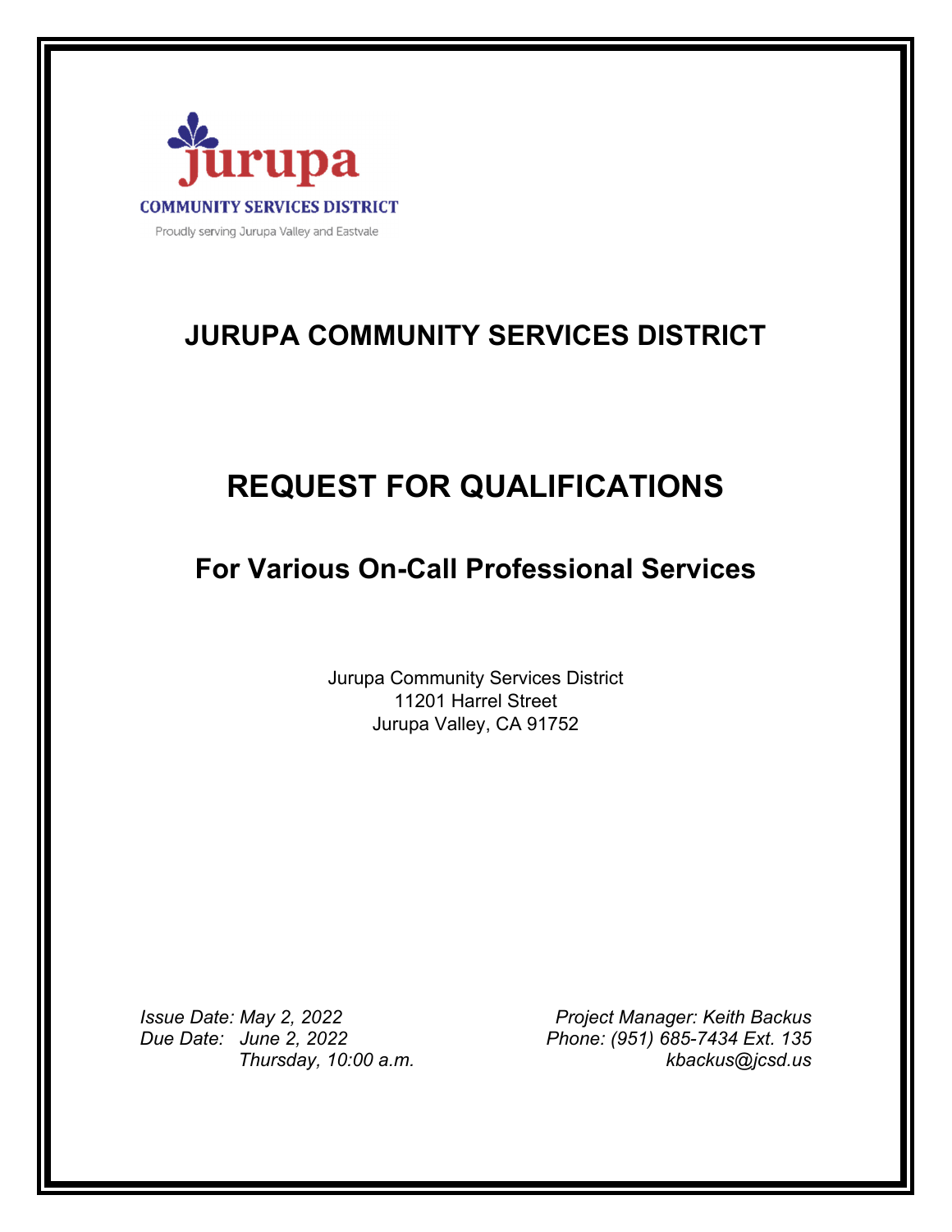Jurupa

COMMUNITY SERVICES DISTRICT

Proudly serving Jurupa Valley and Eastvale

# JURUPA COMMUNITY SERVICES DISTRICT

# REQUEST FOR QUALIFICATIONS

## For Various On-Call Professional Services

Jurupa Community Services District
11201 Harrel Street
Jurupa Valley, CA 91752

*Issue Date: May 2, 2022*
*Due Date: June 2, 2022*
*Thursday, 10:00 a.m.*

*Project Manager: Keith Backus*
*Phone: (951) 685-7434 Ext. 135*
*kbackus@jcsd.us*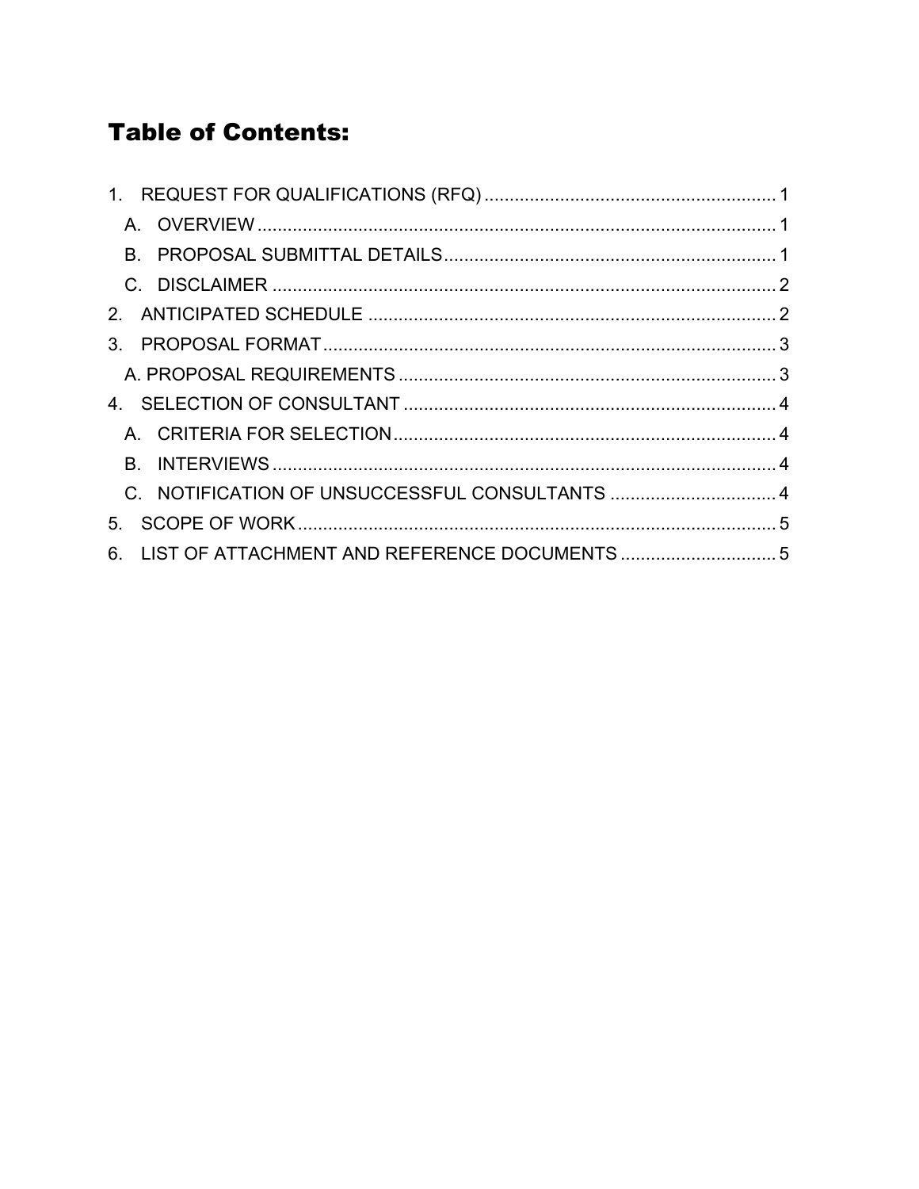## Table of Contents:

1. REQUEST FOR QUALIFICATIONS (RFQ) ........................................................ 1
   - A. OVERVIEW ........................................................................................... 1
   - B. PROPOSAL SUBMITTAL DETAILS ................................................................ 1
   - C. DISCLAIMER ......................................................................................... 2
2. ANTICIPATED SCHEDULE ................................................................................ 2
3. PROPOSAL FORMAT ........................................................................................ 3
   - A. PROPOSAL REQUIREMENTS ........................................................................ 3
4. SELECTION OF CONSULTANT ........................................................................... 4
   - A. CRITERIA FOR SELECTION ........................................................................ 4
   - B. INTERVIEWS .......................................................................................... 4
   - C. NOTIFICATION OF UNSUCCESSFUL CONSULTANTS ........................................ 4
5. SCOPE OF WORK ............................................................................................ 5
6. LIST OF ATTACHMENT AND REFERENCE DOCUMENTS ........................................... 5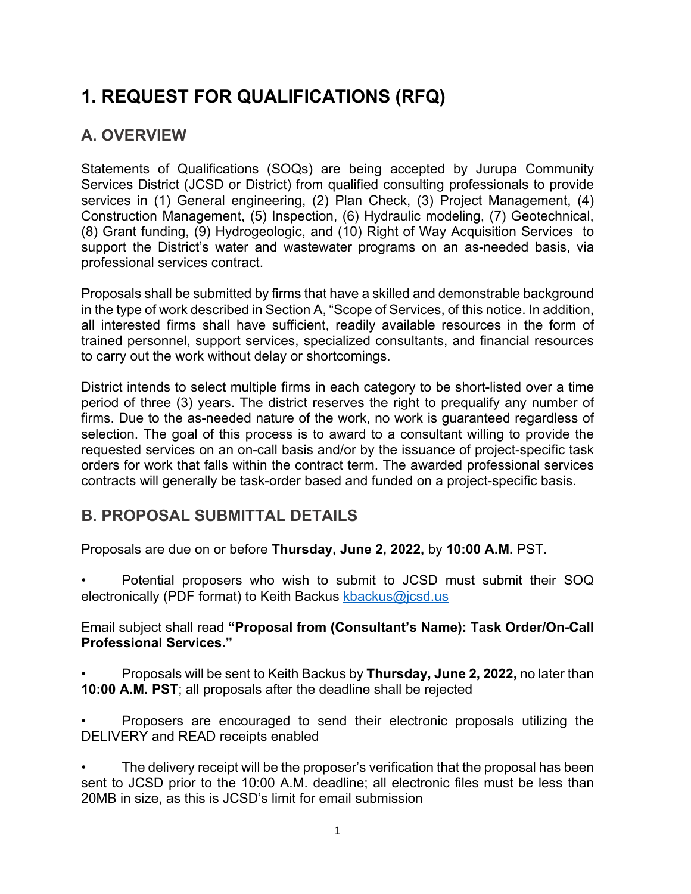# 1. REQUEST FOR QUALIFICATIONS (RFQ)

## A. OVERVIEW

Statements of Qualifications (SOQs) are being accepted by Jurupa Community Services District (JCSD or District) from qualified consulting professionals to provide services in (1) General engineering, (2) Plan Check, (3) Project Management, (4) Construction Management, (5) Inspection, (6) Hydraulic modeling, (7) Geotechnical, (8) Grant funding, (9) Hydrogeologic, and (10) Right of Way Acquisition Services to support the District's water and wastewater programs on an as-needed basis, via professional services contract.

Proposals shall be submitted by firms that have a skilled and demonstrable background in the type of work described in Section A, "Scope of Services, of this notice. In addition, all interested firms shall have sufficient, readily available resources in the form of trained personnel, support services, specialized consultants, and financial resources to carry out the work without delay or shortcomings.

District intends to select multiple firms in each category to be short-listed over a time period of three (3) years. The district reserves the right to prequalify any number of firms. Due to the as-needed nature of the work, no work is guaranteed regardless of selection. The goal of this process is to award to a consultant willing to provide the requested services on an on-call basis and/or by the issuance of project-specific task orders for work that falls within the contract term. The awarded professional services contracts will generally be task-order based and funded on a project-specific basis.

## B. PROPOSAL SUBMITTAL DETAILS

Proposals are due on or before **Thursday, June 2, 2022,** by **10:00 A.M.** PST.

- Potential proposers who wish to submit to JCSD must submit their SOQ electronically (PDF format) to Keith Backus kbackus@jcsd.us

Email subject shall read **"Proposal from (Consultant's Name): Task Order/On-Call Professional Services."**

- Proposals will be sent to Keith Backus by **Thursday, June 2, 2022,** no later than **10:00 A.M. PST**; all proposals after the deadline shall be rejected

- Proposers are encouraged to send their electronic proposals utilizing the DELIVERY and READ receipts enabled

- The delivery receipt will be the proposer's verification that the proposal has been sent to JCSD prior to the 10:00 A.M. deadline; all electronic files must be less than 20MB in size, as this is JCSD's limit for email submission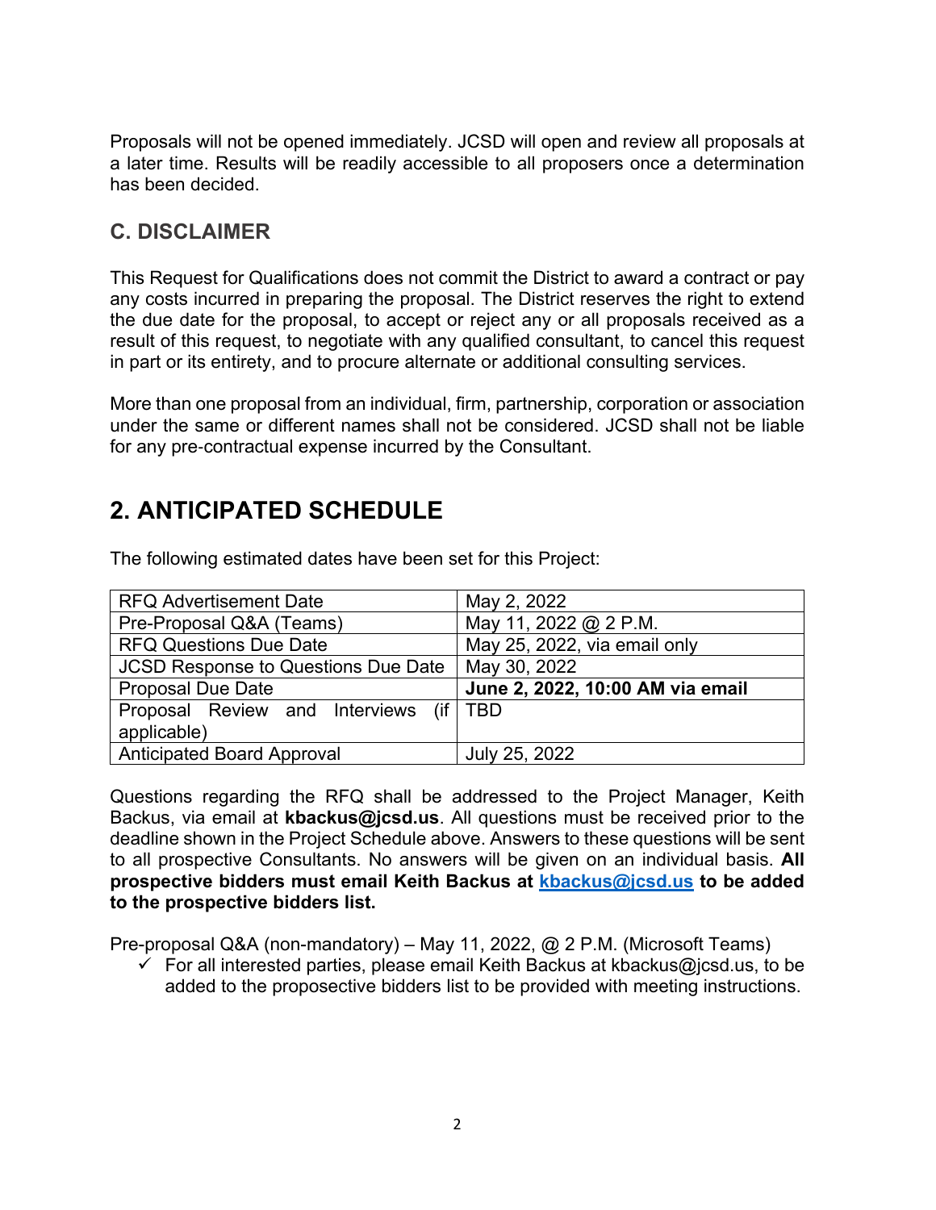Proposals will not be opened immediately. JCSD will open and review all proposals at a later time. Results will be readily accessible to all proposers once a determination has been decided.

### C. DISCLAIMER

This Request for Qualifications does not commit the District to award a contract or pay any costs incurred in preparing the proposal. The District reserves the right to extend the due date for the proposal, to accept or reject any or all proposals received as a result of this request, to negotiate with any qualified consultant, to cancel this request in part or its entirety, and to procure alternate or additional consulting services.

More than one proposal from an individual, firm, partnership, corporation or association under the same or different names shall not be considered. JCSD shall not be liable for any pre-contractual expense incurred by the Consultant.

## 2. ANTICIPATED SCHEDULE

The following estimated dates have been set for this Project:

| | |
|---|---|
| RFQ Advertisement Date | May 2, 2022 |
| Pre-Proposal Q&A (Teams) | May 11, 2022 @ 2 P.M. |
| RFQ Questions Due Date | May 25, 2022, via email only |
| JCSD Response to Questions Due Date | May 30, 2022 |
| Proposal Due Date | **June 2, 2022, 10:00 AM via email** |
| Proposal Review and Interviews (if applicable) | TBD |
| Anticipated Board Approval | July 25, 2022 |

Questions regarding the RFQ shall be addressed to the Project Manager, Keith Backus, via email at **kbackus@jcsd.us**. All questions must be received prior to the deadline shown in the Project Schedule above. Answers to these questions will be sent to all prospective Consultants. No answers will be given on an individual basis. **All prospective bidders must email Keith Backus at kbackus@jcsd.us to be added to the prospective bidders list.**

Pre-proposal Q&A (non-mandatory) – May 11, 2022, @ 2 P.M. (Microsoft Teams)

- ✓ For all interested parties, please email Keith Backus at kbackus@jcsd.us, to be added to the proposective bidders list to be provided with meeting instructions.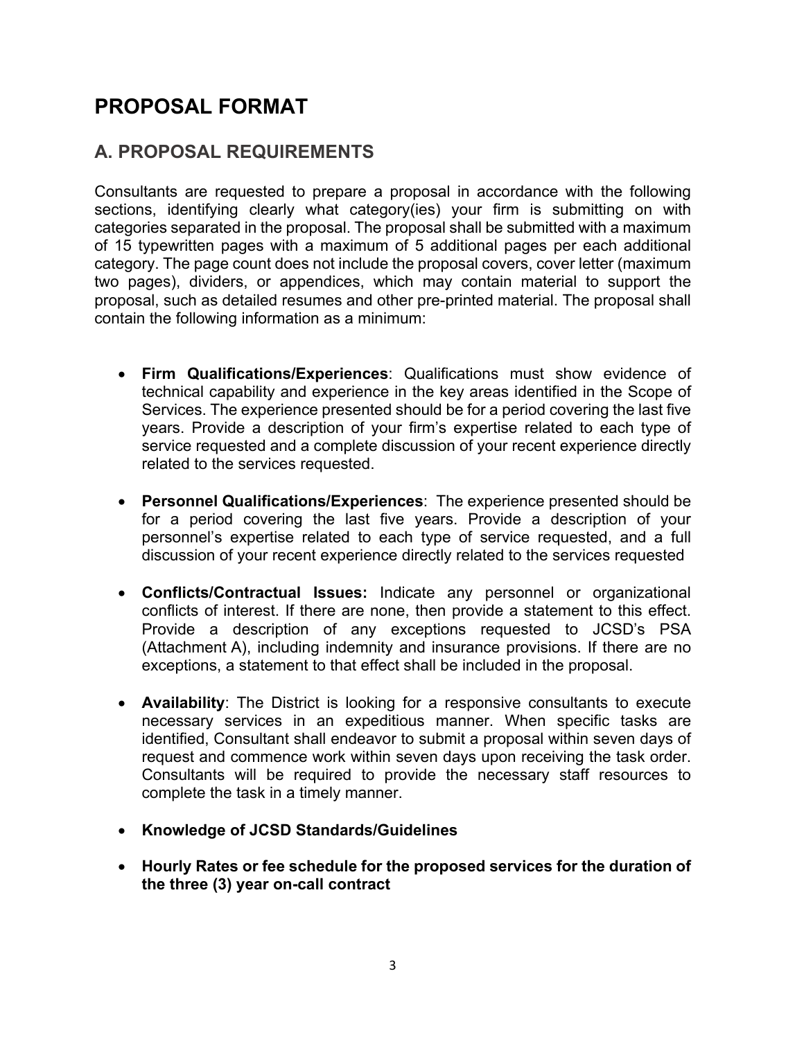# PROPOSAL FORMAT

## A. PROPOSAL REQUIREMENTS

Consultants are requested to prepare a proposal in accordance with the following sections, identifying clearly what category(ies) your firm is submitting on with categories separated in the proposal. The proposal shall be submitted with a maximum of 15 typewritten pages with a maximum of 5 additional pages per each additional category. The page count does not include the proposal covers, cover letter (maximum two pages), dividers, or appendices, which may contain material to support the proposal, such as detailed resumes and other pre-printed material. The proposal shall contain the following information as a minimum:

- **Firm Qualifications/Experiences**: Qualifications must show evidence of technical capability and experience in the key areas identified in the Scope of Services. The experience presented should be for a period covering the last five years. Provide a description of your firm's expertise related to each type of service requested and a complete discussion of your recent experience directly related to the services requested.

- **Personnel Qualifications/Experiences**: The experience presented should be for a period covering the last five years. Provide a description of your personnel's expertise related to each type of service requested, and a full discussion of your recent experience directly related to the services requested

- **Conflicts/Contractual Issues:** Indicate any personnel or organizational conflicts of interest. If there are none, then provide a statement to this effect. Provide a description of any exceptions requested to JCSD's PSA (Attachment A), including indemnity and insurance provisions. If there are no exceptions, a statement to that effect shall be included in the proposal.

- **Availability**: The District is looking for a responsive consultants to execute necessary services in an expeditious manner. When specific tasks are identified, Consultant shall endeavor to submit a proposal within seven days of request and commence work within seven days upon receiving the task order. Consultants will be required to provide the necessary staff resources to complete the task in a timely manner.

- **Knowledge of JCSD Standards/Guidelines**

- **Hourly Rates or fee schedule for the proposed services for the duration of the three (3) year on-call contract**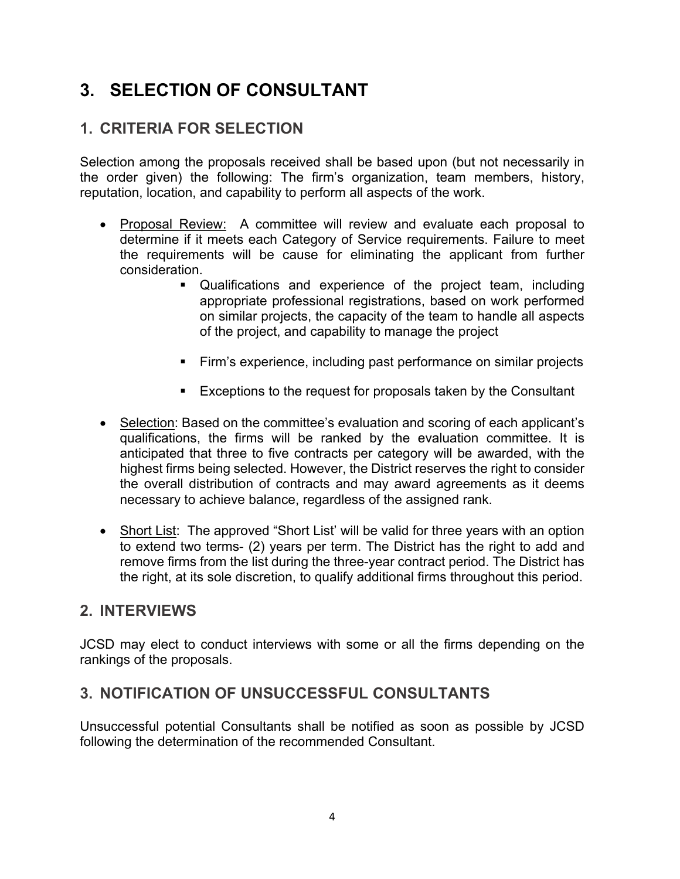# 3. SELECTION OF CONSULTANT

## 1. CRITERIA FOR SELECTION

Selection among the proposals received shall be based upon (but not necessarily in the order given) the following: The firm's organization, team members, history, reputation, location, and capability to perform all aspects of the work.

- Proposal Review: A committee will review and evaluate each proposal to determine if it meets each Category of Service requirements. Failure to meet the requirements will be cause for eliminating the applicant from further consideration.
    - Qualifications and experience of the project team, including appropriate professional registrations, based on work performed on similar projects, the capacity of the team to handle all aspects of the project, and capability to manage the project
    - Firm's experience, including past performance on similar projects
    - Exceptions to the request for proposals taken by the Consultant
- Selection: Based on the committee's evaluation and scoring of each applicant's qualifications, the firms will be ranked by the evaluation committee. It is anticipated that three to five contracts per category will be awarded, with the highest firms being selected. However, the District reserves the right to consider the overall distribution of contracts and may award agreements as it deems necessary to achieve balance, regardless of the assigned rank.
- Short List: The approved "Short List' will be valid for three years with an option to extend two terms- (2) years per term. The District has the right to add and remove firms from the list during the three-year contract period. The District has the right, at its sole discretion, to qualify additional firms throughout this period.

## 2. INTERVIEWS

JCSD may elect to conduct interviews with some or all the firms depending on the rankings of the proposals.

## 3. NOTIFICATION OF UNSUCCESSFUL CONSULTANTS

Unsuccessful potential Consultants shall be notified as soon as possible by JCSD following the determination of the recommended Consultant.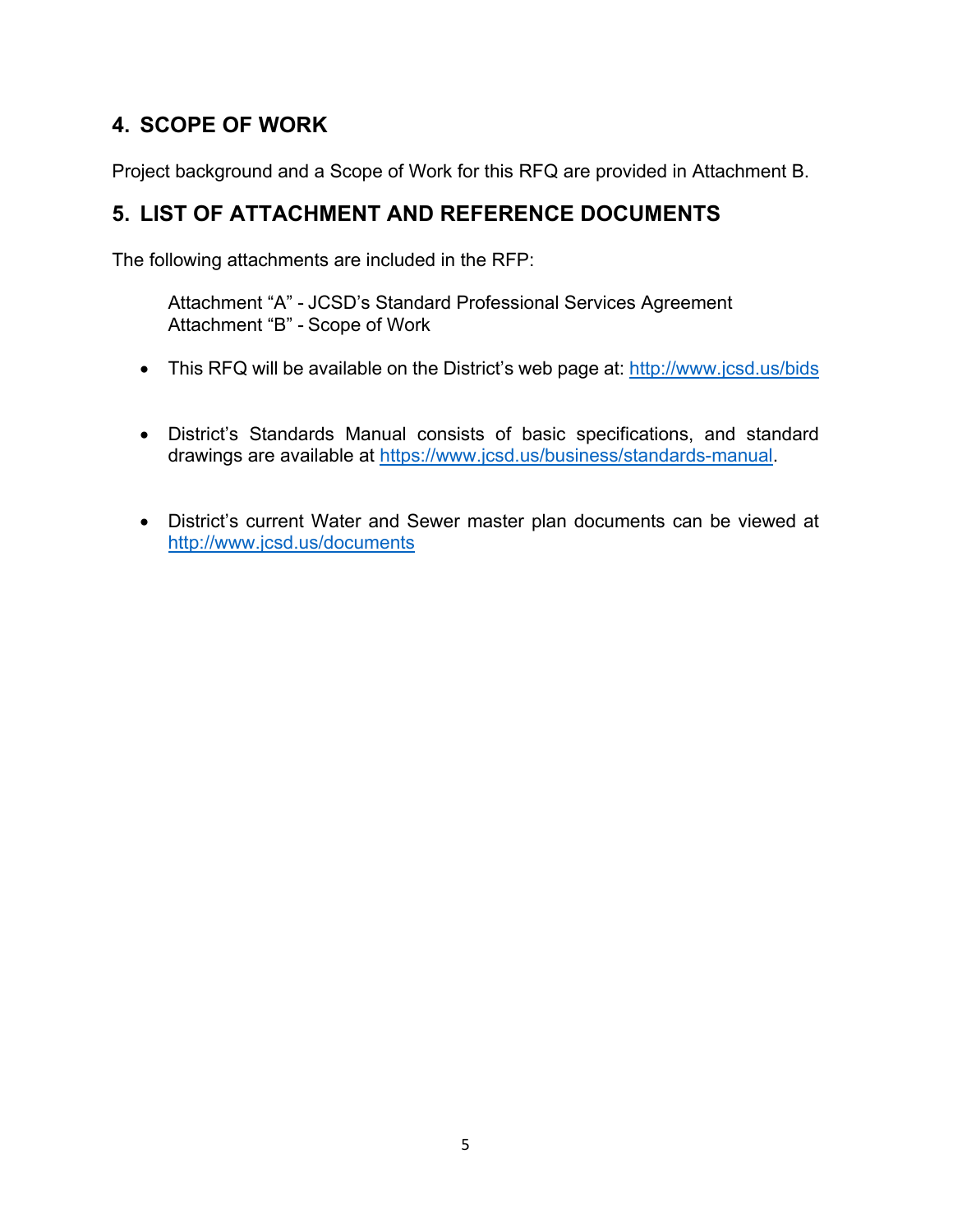## 4. SCOPE OF WORK

Project background and a Scope of Work for this RFQ are provided in Attachment B.

## 5. LIST OF ATTACHMENT AND REFERENCE DOCUMENTS

The following attachments are included in the RFP:

Attachment "A" - JCSD's Standard Professional Services Agreement
Attachment "B" - Scope of Work

- This RFQ will be available on the District's web page at: http://www.jcsd.us/bids
- District's Standards Manual consists of basic specifications, and standard drawings are available at https://www.jcsd.us/business/standards-manual.
- District's current Water and Sewer master plan documents can be viewed at http://www.jcsd.us/documents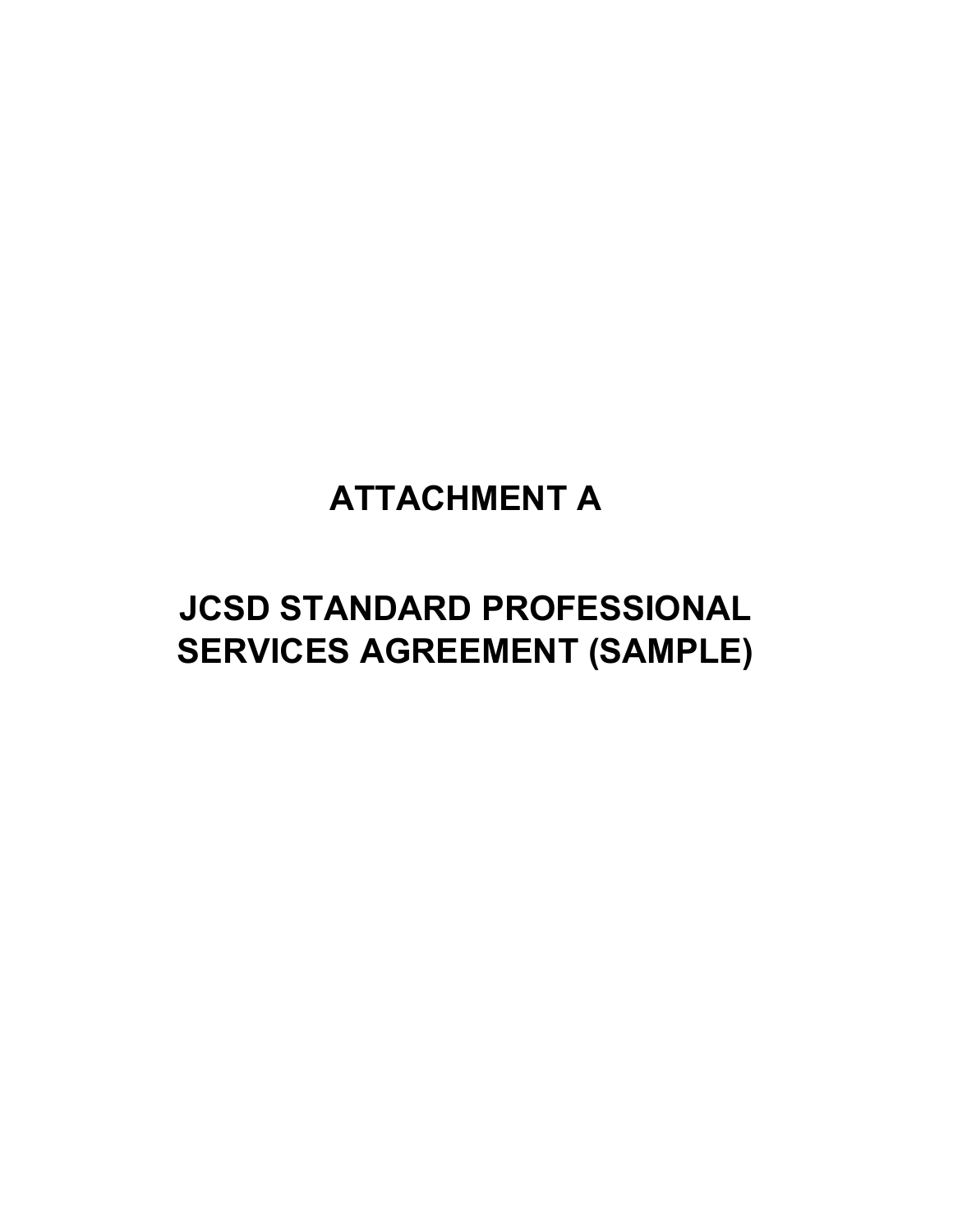# ATTACHMENT A

# JCSD STANDARD PROFESSIONAL SERVICES AGREEMENT (SAMPLE)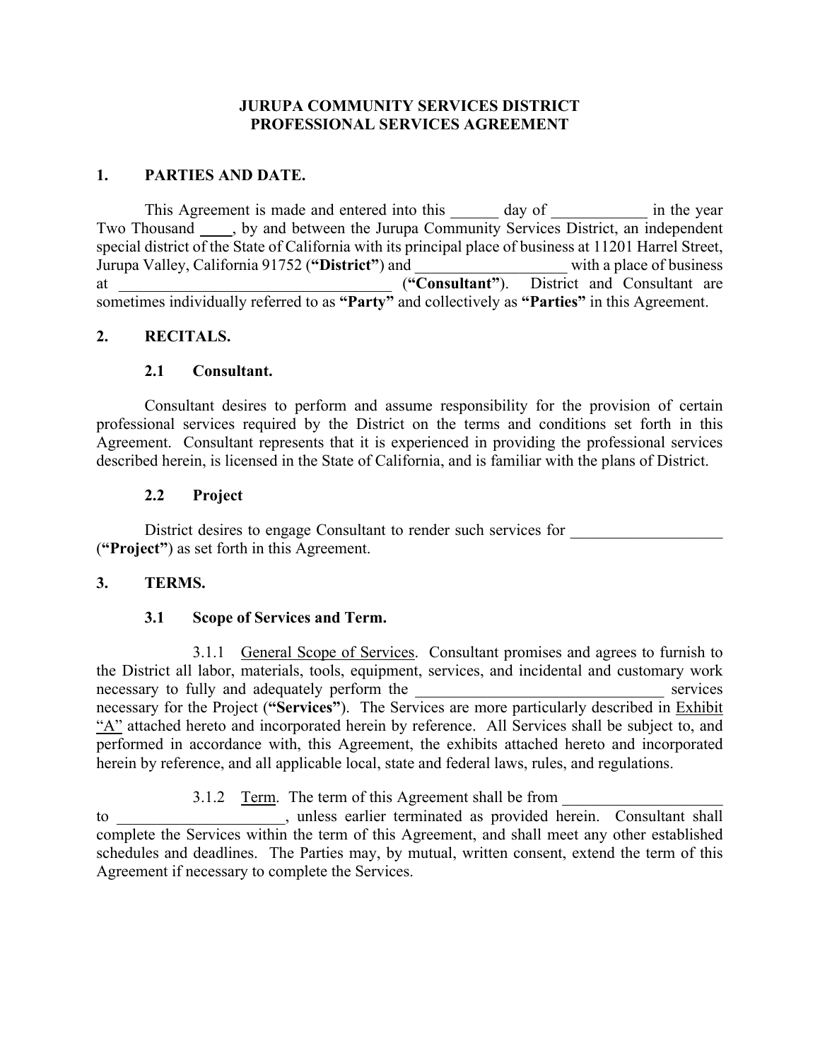# JURUPA COMMUNITY SERVICES DISTRICT
# PROFESSIONAL SERVICES AGREEMENT

## 1. PARTIES AND DATE.

This Agreement is made and entered into this ______ day of ____________ in the year Two Thousand ____, by and between the Jurupa Community Services District, an independent special district of the State of California with its principal place of business at 11201 Harrel Street, Jurupa Valley, California 91752 (**"District"**) and ___________________ with a place of business at ___________________________________ (**"Consultant"**). District and Consultant are sometimes individually referred to as **"Party"** and collectively as **"Parties"** in this Agreement.

## 2. RECITALS.

### 2.1 Consultant.

Consultant desires to perform and assume responsibility for the provision of certain professional services required by the District on the terms and conditions set forth in this Agreement. Consultant represents that it is experienced in providing the professional services described herein, is licensed in the State of California, and is familiar with the plans of District.

### 2.2 Project

District desires to engage Consultant to render such services for ___________________ (**"Project"**) as set forth in this Agreement.

## 3. TERMS.

### 3.1 Scope of Services and Term.

3.1.1 General Scope of Services. Consultant promises and agrees to furnish to the District all labor, materials, tools, equipment, services, and incidental and customary work necessary to fully and adequately perform the ________________________________ services necessary for the Project (**"Services"**). The Services are more particularly described in Exhibit "A" attached hereto and incorporated herein by reference. All Services shall be subject to, and performed in accordance with, this Agreement, the exhibits attached hereto and incorporated herein by reference, and all applicable local, state and federal laws, rules, and regulations.

3.1.2 Term. The term of this Agreement shall be from ____________________ to _____________________, unless earlier terminated as provided herein. Consultant shall complete the Services within the term of this Agreement, and shall meet any other established schedules and deadlines. The Parties may, by mutual, written consent, extend the term of this Agreement if necessary to complete the Services.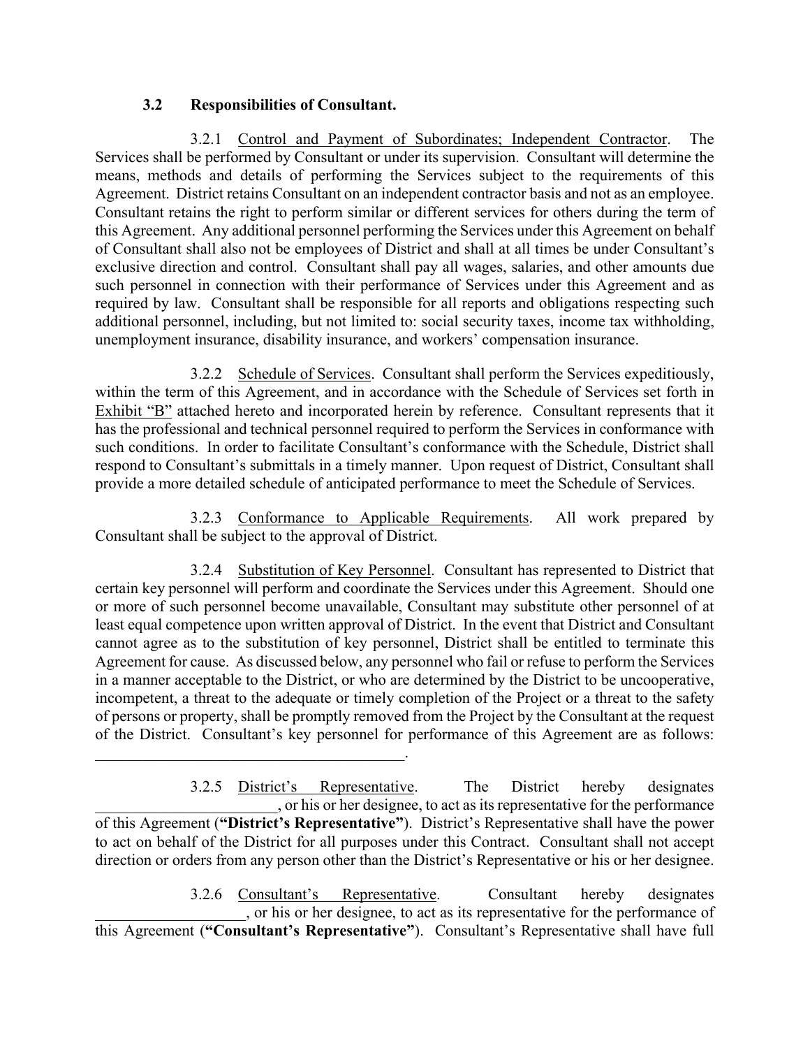**3.2 Responsibilities of Consultant.**

3.2.1 Control and Payment of Subordinates; Independent Contractor. The Services shall be performed by Consultant or under its supervision. Consultant will determine the means, methods and details of performing the Services subject to the requirements of this Agreement. District retains Consultant on an independent contractor basis and not as an employee. Consultant retains the right to perform similar or different services for others during the term of this Agreement. Any additional personnel performing the Services under this Agreement on behalf of Consultant shall also not be employees of District and shall at all times be under Consultant's exclusive direction and control. Consultant shall pay all wages, salaries, and other amounts due such personnel in connection with their performance of Services under this Agreement and as required by law. Consultant shall be responsible for all reports and obligations respecting such additional personnel, including, but not limited to: social security taxes, income tax withholding, unemployment insurance, disability insurance, and workers' compensation insurance.

3.2.2 Schedule of Services. Consultant shall perform the Services expeditiously, within the term of this Agreement, and in accordance with the Schedule of Services set forth in Exhibit "B" attached hereto and incorporated herein by reference. Consultant represents that it has the professional and technical personnel required to perform the Services in conformance with such conditions. In order to facilitate Consultant's conformance with the Schedule, District shall respond to Consultant's submittals in a timely manner. Upon request of District, Consultant shall provide a more detailed schedule of anticipated performance to meet the Schedule of Services.

3.2.3 Conformance to Applicable Requirements. All work prepared by Consultant shall be subject to the approval of District.

3.2.4 Substitution of Key Personnel. Consultant has represented to District that certain key personnel will perform and coordinate the Services under this Agreement. Should one or more of such personnel become unavailable, Consultant may substitute other personnel of at least equal competence upon written approval of District. In the event that District and Consultant cannot agree as to the substitution of key personnel, District shall be entitled to terminate this Agreement for cause. As discussed below, any personnel who fail or refuse to perform the Services in a manner acceptable to the District, or who are determined by the District to be uncooperative, incompetent, a threat to the adequate or timely completion of the Project or a threat to the safety of persons or property, shall be promptly removed from the Project by the Consultant at the request of the District. Consultant's key personnel for performance of this Agreement are as follows: \_\_\_\_\_\_\_\_\_\_\_\_\_\_\_\_\_\_\_\_\_\_\_\_\_\_\_\_\_\_\_\_\_\_\_\_\_\_\_\_.

3.2.5 District's Representative. The District hereby designates \_\_\_\_\_\_\_\_\_\_\_\_\_\_\_\_\_\_\_\_\_\_\_\_, or his or her designee, to act as its representative for the performance of this Agreement (**"District's Representative"**). District's Representative shall have the power to act on behalf of the District for all purposes under this Contract. Consultant shall not accept direction or orders from any person other than the District's Representative or his or her designee.

3.2.6 Consultant's Representative. Consultant hereby designates \_\_\_\_\_\_\_\_\_\_\_\_\_\_\_\_\_\_\_\_, or his or her designee, to act as its representative for the performance of this Agreement (**"Consultant's Representative"**). Consultant's Representative shall have full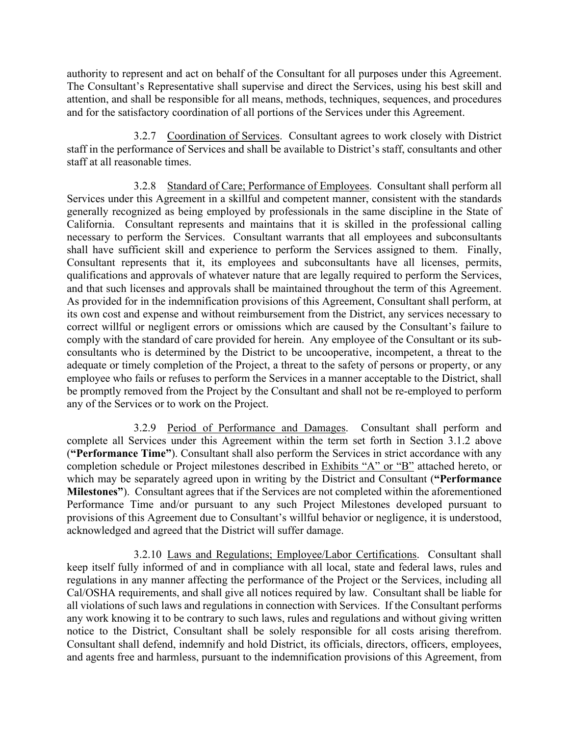authority to represent and act on behalf of the Consultant for all purposes under this Agreement. The Consultant's Representative shall supervise and direct the Services, using his best skill and attention, and shall be responsible for all means, methods, techniques, sequences, and procedures and for the satisfactory coordination of all portions of the Services under this Agreement.

3.2.7 Coordination of Services. Consultant agrees to work closely with District staff in the performance of Services and shall be available to District's staff, consultants and other staff at all reasonable times.

3.2.8 Standard of Care; Performance of Employees. Consultant shall perform all Services under this Agreement in a skillful and competent manner, consistent with the standards generally recognized as being employed by professionals in the same discipline in the State of California. Consultant represents and maintains that it is skilled in the professional calling necessary to perform the Services. Consultant warrants that all employees and subconsultants shall have sufficient skill and experience to perform the Services assigned to them. Finally, Consultant represents that it, its employees and subconsultants have all licenses, permits, qualifications and approvals of whatever nature that are legally required to perform the Services, and that such licenses and approvals shall be maintained throughout the term of this Agreement. As provided for in the indemnification provisions of this Agreement, Consultant shall perform, at its own cost and expense and without reimbursement from the District, any services necessary to correct willful or negligent errors or omissions which are caused by the Consultant's failure to comply with the standard of care provided for herein. Any employee of the Consultant or its sub-consultants who is determined by the District to be uncooperative, incompetent, a threat to the adequate or timely completion of the Project, a threat to the safety of persons or property, or any employee who fails or refuses to perform the Services in a manner acceptable to the District, shall be promptly removed from the Project by the Consultant and shall not be re-employed to perform any of the Services or to work on the Project.

3.2.9 Period of Performance and Damages. Consultant shall perform and complete all Services under this Agreement within the term set forth in Section 3.1.2 above (**"Performance Time"**). Consultant shall also perform the Services in strict accordance with any completion schedule or Project milestones described in Exhibits "A" or "B" attached hereto, or which may be separately agreed upon in writing by the District and Consultant (**"Performance Milestones"**). Consultant agrees that if the Services are not completed within the aforementioned Performance Time and/or pursuant to any such Project Milestones developed pursuant to provisions of this Agreement due to Consultant's willful behavior or negligence, it is understood, acknowledged and agreed that the District will suffer damage.

3.2.10 Laws and Regulations; Employee/Labor Certifications. Consultant shall keep itself fully informed of and in compliance with all local, state and federal laws, rules and regulations in any manner affecting the performance of the Project or the Services, including all Cal/OSHA requirements, and shall give all notices required by law. Consultant shall be liable for all violations of such laws and regulations in connection with Services. If the Consultant performs any work knowing it to be contrary to such laws, rules and regulations and without giving written notice to the District, Consultant shall be solely responsible for all costs arising therefrom. Consultant shall defend, indemnify and hold District, its officials, directors, officers, employees, and agents free and harmless, pursuant to the indemnification provisions of this Agreement, from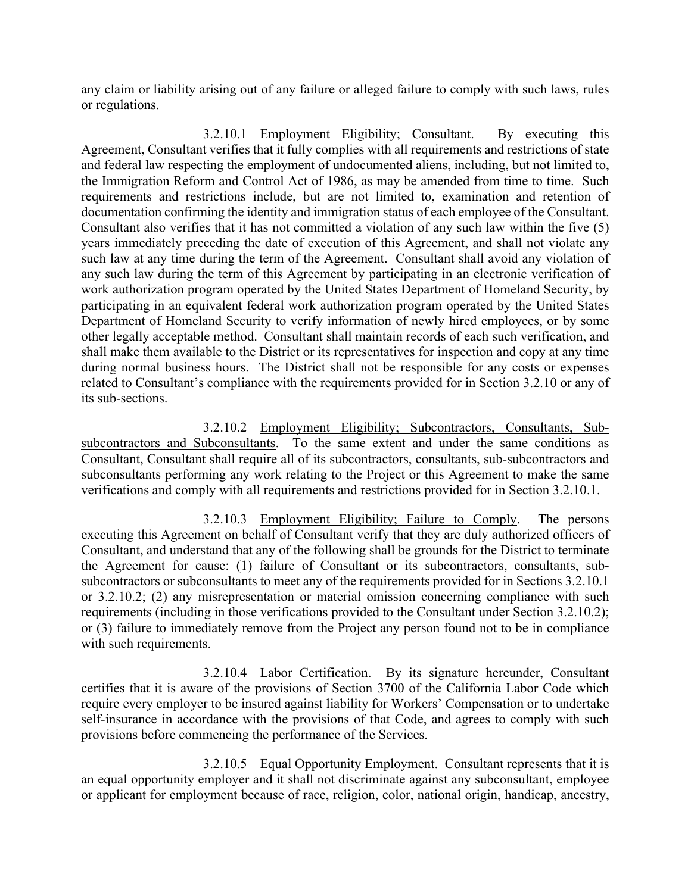any claim or liability arising out of any failure or alleged failure to comply with such laws, rules or regulations.

3.2.10.1 Employment Eligibility; Consultant. By executing this Agreement, Consultant verifies that it fully complies with all requirements and restrictions of state and federal law respecting the employment of undocumented aliens, including, but not limited to, the Immigration Reform and Control Act of 1986, as may be amended from time to time. Such requirements and restrictions include, but are not limited to, examination and retention of documentation confirming the identity and immigration status of each employee of the Consultant. Consultant also verifies that it has not committed a violation of any such law within the five (5) years immediately preceding the date of execution of this Agreement, and shall not violate any such law at any time during the term of the Agreement. Consultant shall avoid any violation of any such law during the term of this Agreement by participating in an electronic verification of work authorization program operated by the United States Department of Homeland Security, by participating in an equivalent federal work authorization program operated by the United States Department of Homeland Security to verify information of newly hired employees, or by some other legally acceptable method. Consultant shall maintain records of each such verification, and shall make them available to the District or its representatives for inspection and copy at any time during normal business hours. The District shall not be responsible for any costs or expenses related to Consultant's compliance with the requirements provided for in Section 3.2.10 or any of its sub-sections.

3.2.10.2 Employment Eligibility; Subcontractors, Consultants, Sub-subcontractors and Subconsultants. To the same extent and under the same conditions as Consultant, Consultant shall require all of its subcontractors, consultants, sub-subcontractors and subconsultants performing any work relating to the Project or this Agreement to make the same verifications and comply with all requirements and restrictions provided for in Section 3.2.10.1.

3.2.10.3 Employment Eligibility; Failure to Comply. The persons executing this Agreement on behalf of Consultant verify that they are duly authorized officers of Consultant, and understand that any of the following shall be grounds for the District to terminate the Agreement for cause: (1) failure of Consultant or its subcontractors, consultants, sub-subcontractors or subconsultants to meet any of the requirements provided for in Sections 3.2.10.1 or 3.2.10.2; (2) any misrepresentation or material omission concerning compliance with such requirements (including in those verifications provided to the Consultant under Section 3.2.10.2); or (3) failure to immediately remove from the Project any person found not to be in compliance with such requirements.

3.2.10.4 Labor Certification. By its signature hereunder, Consultant certifies that it is aware of the provisions of Section 3700 of the California Labor Code which require every employer to be insured against liability for Workers' Compensation or to undertake self-insurance in accordance with the provisions of that Code, and agrees to comply with such provisions before commencing the performance of the Services.

3.2.10.5 Equal Opportunity Employment. Consultant represents that it is an equal opportunity employer and it shall not discriminate against any subconsultant, employee or applicant for employment because of race, religion, color, national origin, handicap, ancestry,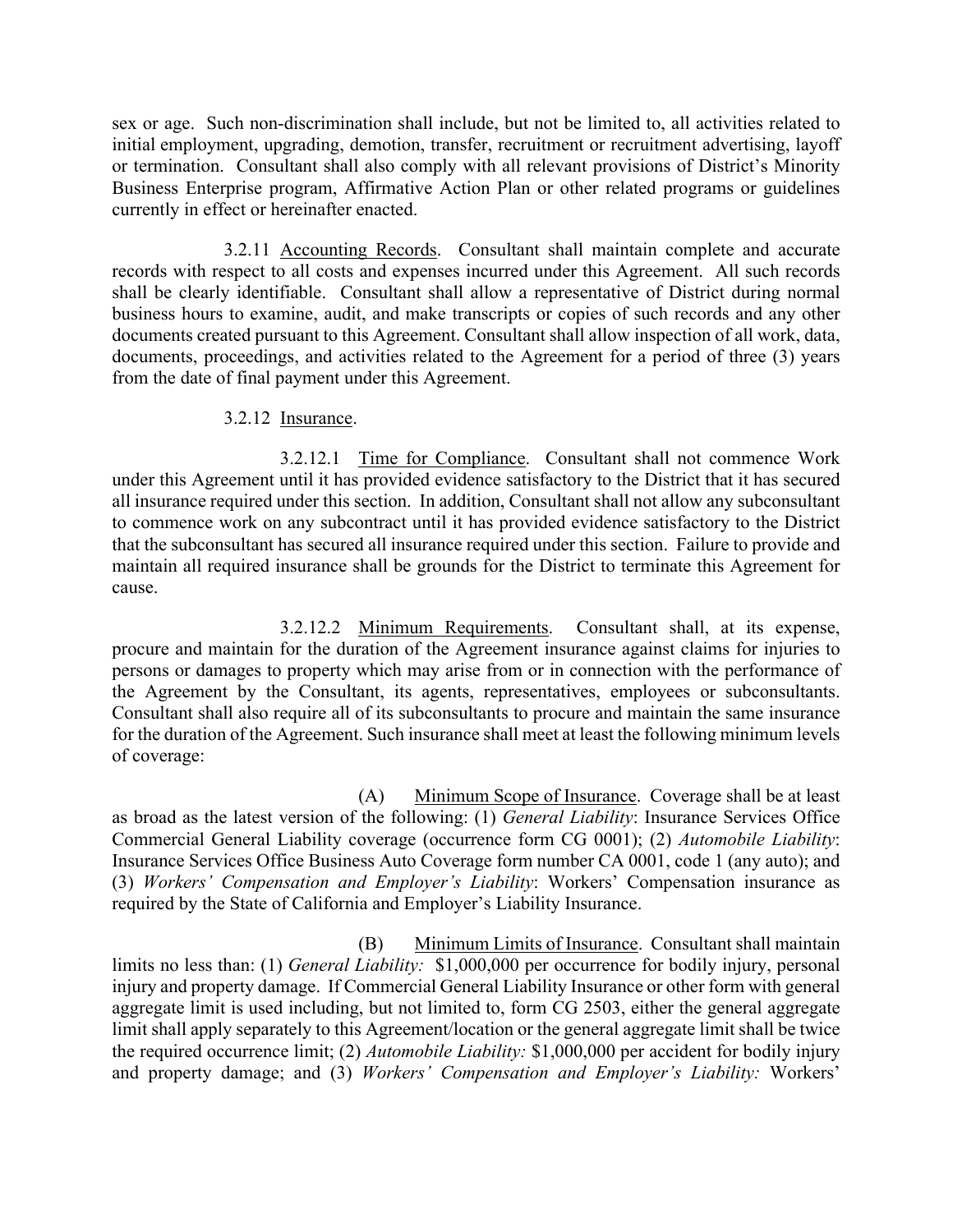sex or age. Such non-discrimination shall include, but not be limited to, all activities related to initial employment, upgrading, demotion, transfer, recruitment or recruitment advertising, layoff or termination. Consultant shall also comply with all relevant provisions of District's Minority Business Enterprise program, Affirmative Action Plan or other related programs or guidelines currently in effect or hereinafter enacted.

3.2.11 Accounting Records. Consultant shall maintain complete and accurate records with respect to all costs and expenses incurred under this Agreement. All such records shall be clearly identifiable. Consultant shall allow a representative of District during normal business hours to examine, audit, and make transcripts or copies of such records and any other documents created pursuant to this Agreement. Consultant shall allow inspection of all work, data, documents, proceedings, and activities related to the Agreement for a period of three (3) years from the date of final payment under this Agreement.

3.2.12 Insurance.

3.2.12.1 Time for Compliance. Consultant shall not commence Work under this Agreement until it has provided evidence satisfactory to the District that it has secured all insurance required under this section. In addition, Consultant shall not allow any subconsultant to commence work on any subcontract until it has provided evidence satisfactory to the District that the subconsultant has secured all insurance required under this section. Failure to provide and maintain all required insurance shall be grounds for the District to terminate this Agreement for cause.

3.2.12.2 Minimum Requirements. Consultant shall, at its expense, procure and maintain for the duration of the Agreement insurance against claims for injuries to persons or damages to property which may arise from or in connection with the performance of the Agreement by the Consultant, its agents, representatives, employees or subconsultants. Consultant shall also require all of its subconsultants to procure and maintain the same insurance for the duration of the Agreement. Such insurance shall meet at least the following minimum levels of coverage:

(A) Minimum Scope of Insurance. Coverage shall be at least as broad as the latest version of the following: (1) *General Liability*: Insurance Services Office Commercial General Liability coverage (occurrence form CG 0001); (2) *Automobile Liability*: Insurance Services Office Business Auto Coverage form number CA 0001, code 1 (any auto); and (3) *Workers' Compensation and Employer's Liability*: Workers' Compensation insurance as required by the State of California and Employer's Liability Insurance.

(B) Minimum Limits of Insurance. Consultant shall maintain limits no less than: (1) *General Liability:* $1,000,000 per occurrence for bodily injury, personal injury and property damage. If Commercial General Liability Insurance or other form with general aggregate limit is used including, but not limited to, form CG 2503, either the general aggregate limit shall apply separately to this Agreement/location or the general aggregate limit shall be twice the required occurrence limit; (2) *Automobile Liability:* $1,000,000 per accident for bodily injury and property damage; and (3) *Workers' Compensation and Employer's Liability:* Workers'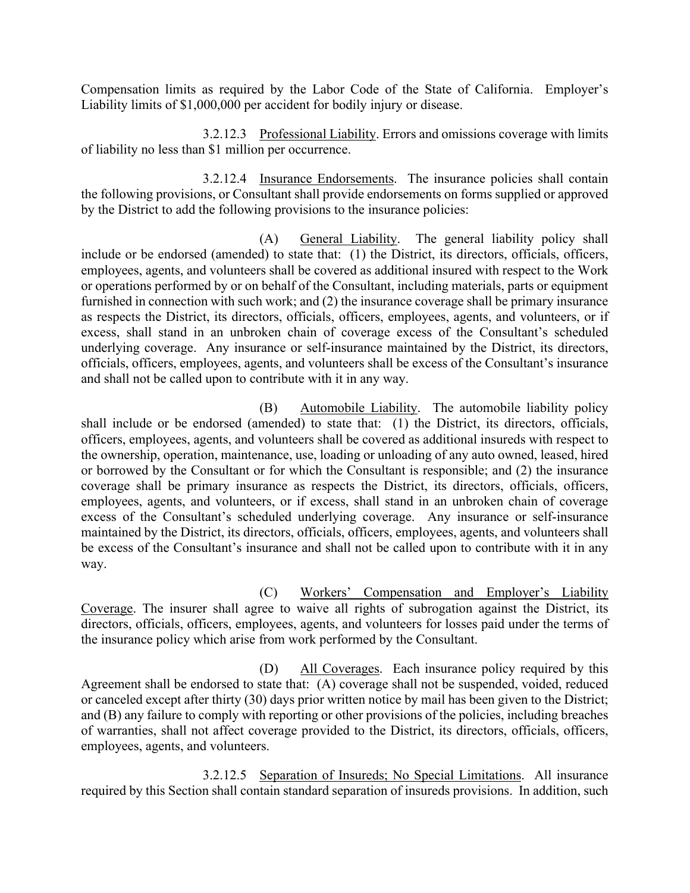Compensation limits as required by the Labor Code of the State of California. Employer's Liability limits of $1,000,000 per accident for bodily injury or disease.

3.2.12.3 Professional Liability. Errors and omissions coverage with limits of liability no less than $1 million per occurrence.

3.2.12.4 Insurance Endorsements. The insurance policies shall contain the following provisions, or Consultant shall provide endorsements on forms supplied or approved by the District to add the following provisions to the insurance policies:

(A) General Liability. The general liability policy shall include or be endorsed (amended) to state that: (1) the District, its directors, officials, officers, employees, agents, and volunteers shall be covered as additional insured with respect to the Work or operations performed by or on behalf of the Consultant, including materials, parts or equipment furnished in connection with such work; and (2) the insurance coverage shall be primary insurance as respects the District, its directors, officials, officers, employees, agents, and volunteers, or if excess, shall stand in an unbroken chain of coverage excess of the Consultant's scheduled underlying coverage. Any insurance or self-insurance maintained by the District, its directors, officials, officers, employees, agents, and volunteers shall be excess of the Consultant's insurance and shall not be called upon to contribute with it in any way.

(B) Automobile Liability. The automobile liability policy shall include or be endorsed (amended) to state that: (1) the District, its directors, officials, officers, employees, agents, and volunteers shall be covered as additional insureds with respect to the ownership, operation, maintenance, use, loading or unloading of any auto owned, leased, hired or borrowed by the Consultant or for which the Consultant is responsible; and (2) the insurance coverage shall be primary insurance as respects the District, its directors, officials, officers, employees, agents, and volunteers, or if excess, shall stand in an unbroken chain of coverage excess of the Consultant's scheduled underlying coverage. Any insurance or self-insurance maintained by the District, its directors, officials, officers, employees, agents, and volunteers shall be excess of the Consultant's insurance and shall not be called upon to contribute with it in any way.

(C) Workers' Compensation and Employer's Liability Coverage. The insurer shall agree to waive all rights of subrogation against the District, its directors, officials, officers, employees, agents, and volunteers for losses paid under the terms of the insurance policy which arise from work performed by the Consultant.

(D) All Coverages. Each insurance policy required by this Agreement shall be endorsed to state that: (A) coverage shall not be suspended, voided, reduced or canceled except after thirty (30) days prior written notice by mail has been given to the District; and (B) any failure to comply with reporting or other provisions of the policies, including breaches of warranties, shall not affect coverage provided to the District, its directors, officials, officers, employees, agents, and volunteers.

3.2.12.5 Separation of Insureds; No Special Limitations. All insurance required by this Section shall contain standard separation of insureds provisions. In addition, such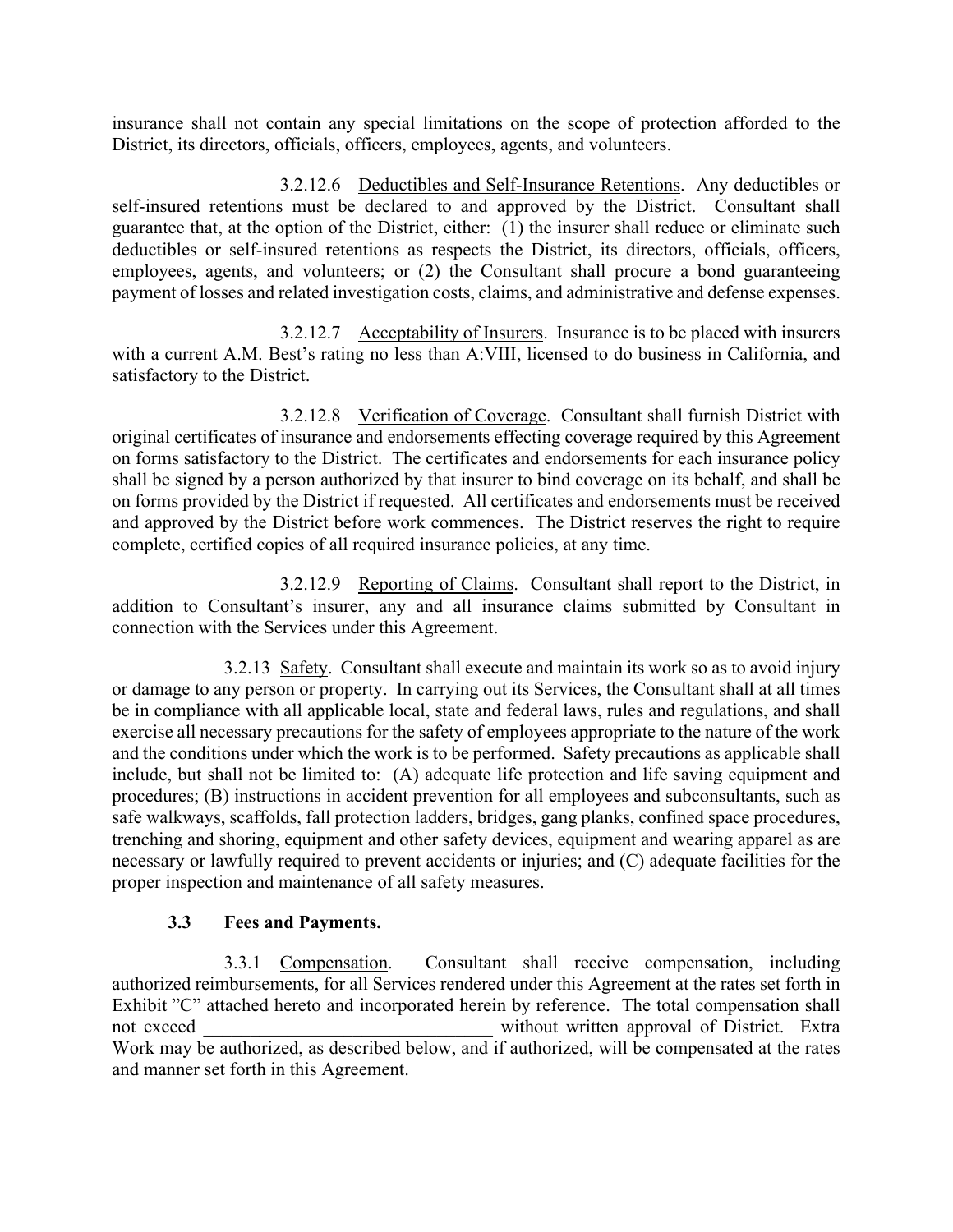insurance shall not contain any special limitations on the scope of protection afforded to the District, its directors, officials, officers, employees, agents, and volunteers.

3.2.12.6 Deductibles and Self-Insurance Retentions. Any deductibles or self-insured retentions must be declared to and approved by the District. Consultant shall guarantee that, at the option of the District, either: (1) the insurer shall reduce or eliminate such deductibles or self-insured retentions as respects the District, its directors, officials, officers, employees, agents, and volunteers; or (2) the Consultant shall procure a bond guaranteeing payment of losses and related investigation costs, claims, and administrative and defense expenses.

3.2.12.7 Acceptability of Insurers. Insurance is to be placed with insurers with a current A.M. Best's rating no less than A:VIII, licensed to do business in California, and satisfactory to the District.

3.2.12.8 Verification of Coverage. Consultant shall furnish District with original certificates of insurance and endorsements effecting coverage required by this Agreement on forms satisfactory to the District. The certificates and endorsements for each insurance policy shall be signed by a person authorized by that insurer to bind coverage on its behalf, and shall be on forms provided by the District if requested. All certificates and endorsements must be received and approved by the District before work commences. The District reserves the right to require complete, certified copies of all required insurance policies, at any time.

3.2.12.9 Reporting of Claims. Consultant shall report to the District, in addition to Consultant's insurer, any and all insurance claims submitted by Consultant in connection with the Services under this Agreement.

3.2.13 Safety. Consultant shall execute and maintain its work so as to avoid injury or damage to any person or property. In carrying out its Services, the Consultant shall at all times be in compliance with all applicable local, state and federal laws, rules and regulations, and shall exercise all necessary precautions for the safety of employees appropriate to the nature of the work and the conditions under which the work is to be performed. Safety precautions as applicable shall include, but shall not be limited to: (A) adequate life protection and life saving equipment and procedures; (B) instructions in accident prevention for all employees and subconsultants, such as safe walkways, scaffolds, fall protection ladders, bridges, gang planks, confined space procedures, trenching and shoring, equipment and other safety devices, equipment and wearing apparel as are necessary or lawfully required to prevent accidents or injuries; and (C) adequate facilities for the proper inspection and maintenance of all safety measures.

**3.3 Fees and Payments.**

3.3.1 Compensation. Consultant shall receive compensation, including authorized reimbursements, for all Services rendered under this Agreement at the rates set forth in Exhibit "C" attached hereto and incorporated herein by reference. The total compensation shall not exceed ______________________________ without written approval of District. Extra Work may be authorized, as described below, and if authorized, will be compensated at the rates and manner set forth in this Agreement.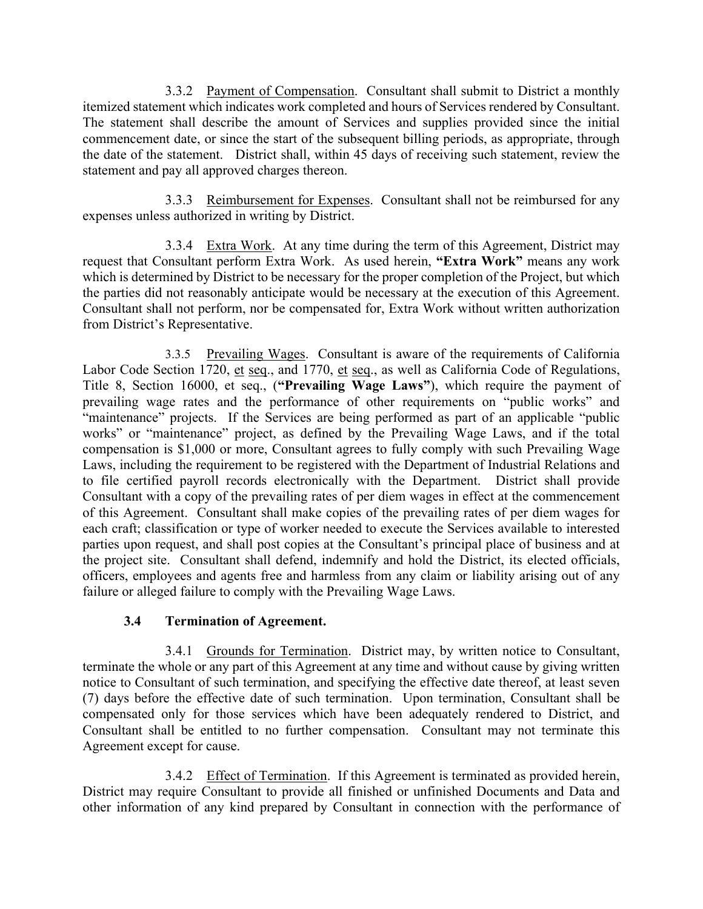3.3.2 Payment of Compensation. Consultant shall submit to District a monthly itemized statement which indicates work completed and hours of Services rendered by Consultant. The statement shall describe the amount of Services and supplies provided since the initial commencement date, or since the start of the subsequent billing periods, as appropriate, through the date of the statement. District shall, within 45 days of receiving such statement, review the statement and pay all approved charges thereon.

3.3.3 Reimbursement for Expenses. Consultant shall not be reimbursed for any expenses unless authorized in writing by District.

3.3.4 Extra Work. At any time during the term of this Agreement, District may request that Consultant perform Extra Work. As used herein, **"Extra Work"** means any work which is determined by District to be necessary for the proper completion of the Project, but which the parties did not reasonably anticipate would be necessary at the execution of this Agreement. Consultant shall not perform, nor be compensated for, Extra Work without written authorization from District's Representative.

3.3.5 Prevailing Wages. Consultant is aware of the requirements of California Labor Code Section 1720, et seq., and 1770, et seq., as well as California Code of Regulations, Title 8, Section 16000, et seq., (**"Prevailing Wage Laws"**), which require the payment of prevailing wage rates and the performance of other requirements on "public works" and "maintenance" projects. If the Services are being performed as part of an applicable "public works" or "maintenance" project, as defined by the Prevailing Wage Laws, and if the total compensation is $1,000 or more, Consultant agrees to fully comply with such Prevailing Wage Laws, including the requirement to be registered with the Department of Industrial Relations and to file certified payroll records electronically with the Department. District shall provide Consultant with a copy of the prevailing rates of per diem wages in effect at the commencement of this Agreement. Consultant shall make copies of the prevailing rates of per diem wages for each craft; classification or type of worker needed to execute the Services available to interested parties upon request, and shall post copies at the Consultant's principal place of business and at the project site. Consultant shall defend, indemnify and hold the District, its elected officials, officers, employees and agents free and harmless from any claim or liability arising out of any failure or alleged failure to comply with the Prevailing Wage Laws.

### 3.4 Termination of Agreement.

3.4.1 Grounds for Termination. District may, by written notice to Consultant, terminate the whole or any part of this Agreement at any time and without cause by giving written notice to Consultant of such termination, and specifying the effective date thereof, at least seven (7) days before the effective date of such termination. Upon termination, Consultant shall be compensated only for those services which have been adequately rendered to District, and Consultant shall be entitled to no further compensation. Consultant may not terminate this Agreement except for cause.

3.4.2 Effect of Termination. If this Agreement is terminated as provided herein, District may require Consultant to provide all finished or unfinished Documents and Data and other information of any kind prepared by Consultant in connection with the performance of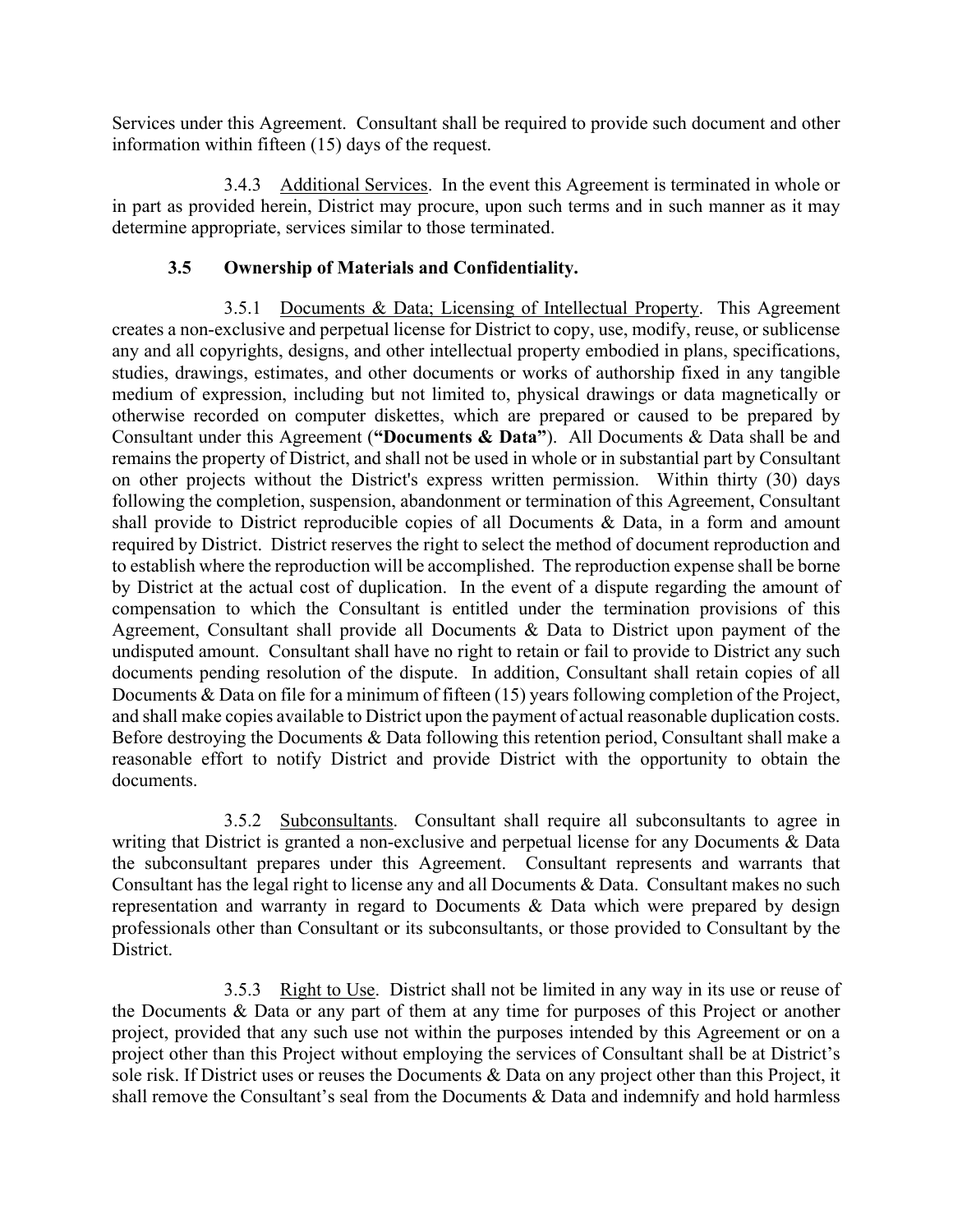Services under this Agreement. Consultant shall be required to provide such document and other information within fifteen (15) days of the request.

3.4.3 Additional Services. In the event this Agreement is terminated in whole or in part as provided herein, District may procure, upon such terms and in such manner as it may determine appropriate, services similar to those terminated.

### 3.5 Ownership of Materials and Confidentiality.

3.5.1 Documents & Data; Licensing of Intellectual Property. This Agreement creates a non-exclusive and perpetual license for District to copy, use, modify, reuse, or sublicense any and all copyrights, designs, and other intellectual property embodied in plans, specifications, studies, drawings, estimates, and other documents or works of authorship fixed in any tangible medium of expression, including but not limited to, physical drawings or data magnetically or otherwise recorded on computer diskettes, which are prepared or caused to be prepared by Consultant under this Agreement (**"Documents & Data"**). All Documents & Data shall be and remains the property of District, and shall not be used in whole or in substantial part by Consultant on other projects without the District's express written permission. Within thirty (30) days following the completion, suspension, abandonment or termination of this Agreement, Consultant shall provide to District reproducible copies of all Documents & Data, in a form and amount required by District. District reserves the right to select the method of document reproduction and to establish where the reproduction will be accomplished. The reproduction expense shall be borne by District at the actual cost of duplication. In the event of a dispute regarding the amount of compensation to which the Consultant is entitled under the termination provisions of this Agreement, Consultant shall provide all Documents & Data to District upon payment of the undisputed amount. Consultant shall have no right to retain or fail to provide to District any such documents pending resolution of the dispute. In addition, Consultant shall retain copies of all Documents & Data on file for a minimum of fifteen (15) years following completion of the Project, and shall make copies available to District upon the payment of actual reasonable duplication costs. Before destroying the Documents & Data following this retention period, Consultant shall make a reasonable effort to notify District and provide District with the opportunity to obtain the documents.

3.5.2 Subconsultants. Consultant shall require all subconsultants to agree in writing that District is granted a non-exclusive and perpetual license for any Documents & Data the subconsultant prepares under this Agreement. Consultant represents and warrants that Consultant has the legal right to license any and all Documents & Data. Consultant makes no such representation and warranty in regard to Documents & Data which were prepared by design professionals other than Consultant or its subconsultants, or those provided to Consultant by the District.

3.5.3 Right to Use. District shall not be limited in any way in its use or reuse of the Documents & Data or any part of them at any time for purposes of this Project or another project, provided that any such use not within the purposes intended by this Agreement or on a project other than this Project without employing the services of Consultant shall be at District's sole risk. If District uses or reuses the Documents & Data on any project other than this Project, it shall remove the Consultant's seal from the Documents & Data and indemnify and hold harmless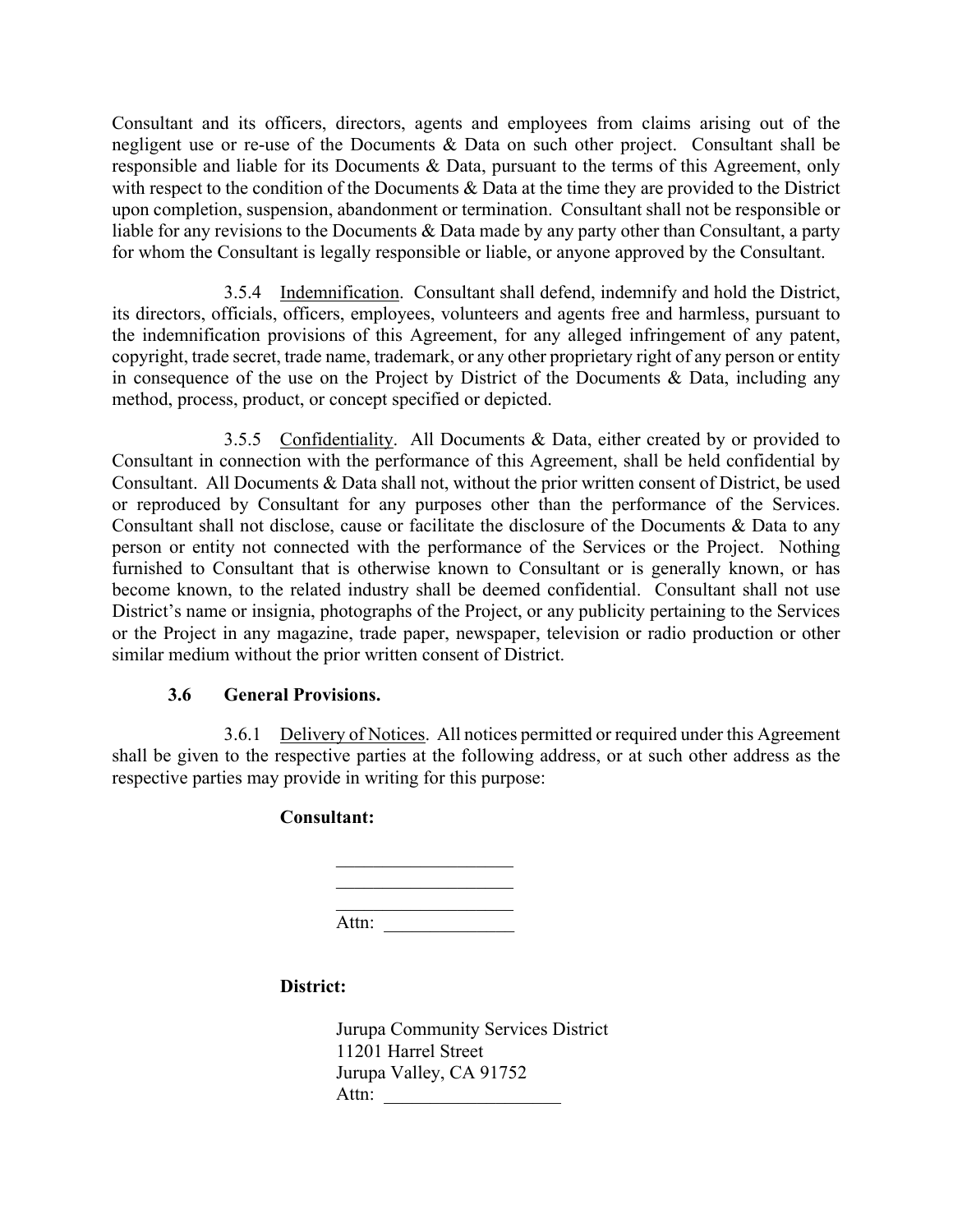Consultant and its officers, directors, agents and employees from claims arising out of the negligent use or re-use of the Documents & Data on such other project. Consultant shall be responsible and liable for its Documents & Data, pursuant to the terms of this Agreement, only with respect to the condition of the Documents & Data at the time they are provided to the District upon completion, suspension, abandonment or termination. Consultant shall not be responsible or liable for any revisions to the Documents & Data made by any party other than Consultant, a party for whom the Consultant is legally responsible or liable, or anyone approved by the Consultant.

3.5.4 Indemnification. Consultant shall defend, indemnify and hold the District, its directors, officials, officers, employees, volunteers and agents free and harmless, pursuant to the indemnification provisions of this Agreement, for any alleged infringement of any patent, copyright, trade secret, trade name, trademark, or any other proprietary right of any person or entity in consequence of the use on the Project by District of the Documents & Data, including any method, process, product, or concept specified or depicted.

3.5.5 Confidentiality. All Documents & Data, either created by or provided to Consultant in connection with the performance of this Agreement, shall be held confidential by Consultant. All Documents & Data shall not, without the prior written consent of District, be used or reproduced by Consultant for any purposes other than the performance of the Services. Consultant shall not disclose, cause or facilitate the disclosure of the Documents & Data to any person or entity not connected with the performance of the Services or the Project. Nothing furnished to Consultant that is otherwise known to Consultant or is generally known, or has become known, to the related industry shall be deemed confidential. Consultant shall not use District's name or insignia, photographs of the Project, or any publicity pertaining to the Services or the Project in any magazine, trade paper, newspaper, television or radio production or other similar medium without the prior written consent of District.

**3.6 General Provisions.**

3.6.1 Delivery of Notices. All notices permitted or required under this Agreement shall be given to the respective parties at the following address, or at such other address as the respective parties may provide in writing for this purpose:

**Consultant:**

\_\_\_\_\_\_\_\_\_\_\_\_\_\_\_\_\_\_\_
\_\_\_\_\_\_\_\_\_\_\_\_\_\_\_\_\_\_\_
\_\_\_\_\_\_\_\_\_\_\_\_\_\_\_\_\_\_\_
Attn: \_\_\_\_\_\_\_\_\_\_\_\_\_\_

**District:**

Jurupa Community Services District
11201 Harrel Street
Jurupa Valley, CA 91752
Attn: \_\_\_\_\_\_\_\_\_\_\_\_\_\_\_\_\_\_\_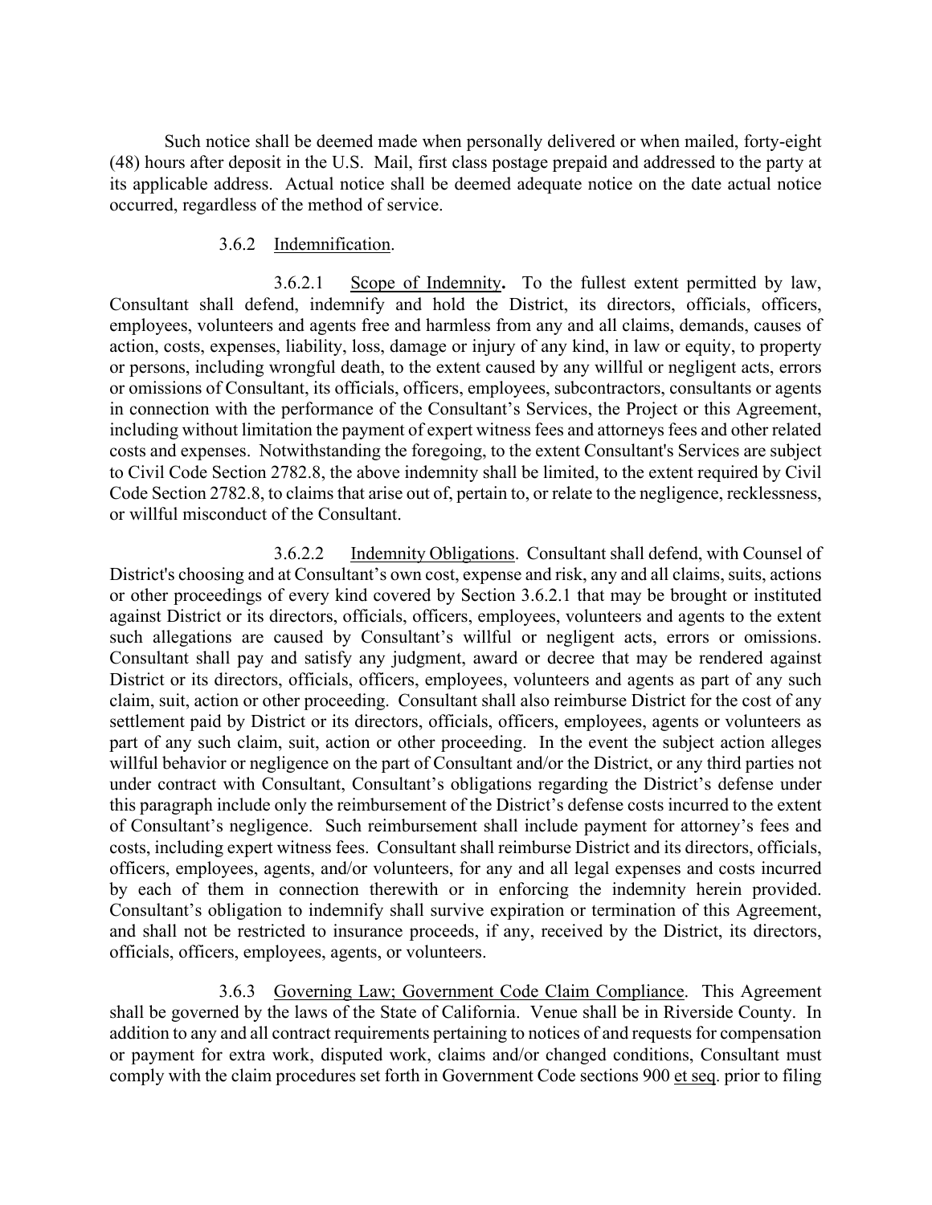Such notice shall be deemed made when personally delivered or when mailed, forty-eight (48) hours after deposit in the U.S. Mail, first class postage prepaid and addressed to the party at its applicable address. Actual notice shall be deemed adequate notice on the date actual notice occurred, regardless of the method of service.

3.6.2 Indemnification.

3.6.2.1 Scope of Indemnity**.** To the fullest extent permitted by law, Consultant shall defend, indemnify and hold the District, its directors, officials, officers, employees, volunteers and agents free and harmless from any and all claims, demands, causes of action, costs, expenses, liability, loss, damage or injury of any kind, in law or equity, to property or persons, including wrongful death, to the extent caused by any willful or negligent acts, errors or omissions of Consultant, its officials, officers, employees, subcontractors, consultants or agents in connection with the performance of the Consultant's Services, the Project or this Agreement, including without limitation the payment of expert witness fees and attorneys fees and other related costs and expenses. Notwithstanding the foregoing, to the extent Consultant's Services are subject to Civil Code Section 2782.8, the above indemnity shall be limited, to the extent required by Civil Code Section 2782.8, to claims that arise out of, pertain to, or relate to the negligence, recklessness, or willful misconduct of the Consultant.

3.6.2.2 Indemnity Obligations. Consultant shall defend, with Counsel of District's choosing and at Consultant's own cost, expense and risk, any and all claims, suits, actions or other proceedings of every kind covered by Section 3.6.2.1 that may be brought or instituted against District or its directors, officials, officers, employees, volunteers and agents to the extent such allegations are caused by Consultant's willful or negligent acts, errors or omissions. Consultant shall pay and satisfy any judgment, award or decree that may be rendered against District or its directors, officials, officers, employees, volunteers and agents as part of any such claim, suit, action or other proceeding. Consultant shall also reimburse District for the cost of any settlement paid by District or its directors, officials, officers, employees, agents or volunteers as part of any such claim, suit, action or other proceeding. In the event the subject action alleges willful behavior or negligence on the part of Consultant and/or the District, or any third parties not under contract with Consultant, Consultant's obligations regarding the District's defense under this paragraph include only the reimbursement of the District's defense costs incurred to the extent of Consultant's negligence. Such reimbursement shall include payment for attorney's fees and costs, including expert witness fees. Consultant shall reimburse District and its directors, officials, officers, employees, agents, and/or volunteers, for any and all legal expenses and costs incurred by each of them in connection therewith or in enforcing the indemnity herein provided. Consultant's obligation to indemnify shall survive expiration or termination of this Agreement, and shall not be restricted to insurance proceeds, if any, received by the District, its directors, officials, officers, employees, agents, or volunteers.

3.6.3 Governing Law; Government Code Claim Compliance. This Agreement shall be governed by the laws of the State of California. Venue shall be in Riverside County. In addition to any and all contract requirements pertaining to notices of and requests for compensation or payment for extra work, disputed work, claims and/or changed conditions, Consultant must comply with the claim procedures set forth in Government Code sections 900 et seq. prior to filing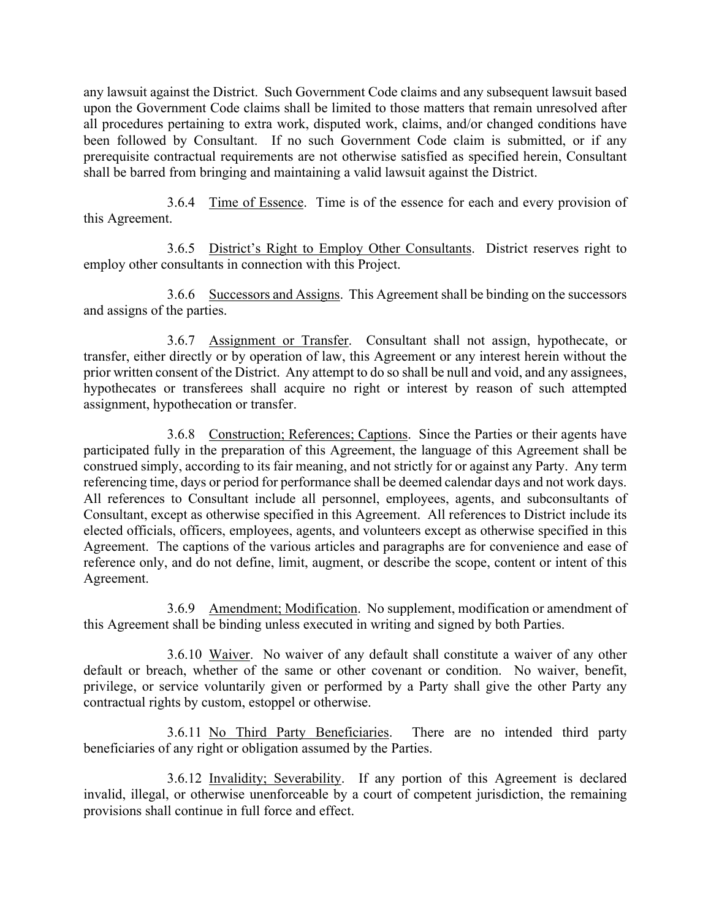any lawsuit against the District. Such Government Code claims and any subsequent lawsuit based upon the Government Code claims shall be limited to those matters that remain unresolved after all procedures pertaining to extra work, disputed work, claims, and/or changed conditions have been followed by Consultant. If no such Government Code claim is submitted, or if any prerequisite contractual requirements are not otherwise satisfied as specified herein, Consultant shall be barred from bringing and maintaining a valid lawsuit against the District.

3.6.4 Time of Essence. Time is of the essence for each and every provision of this Agreement.

3.6.5 District's Right to Employ Other Consultants. District reserves right to employ other consultants in connection with this Project.

3.6.6 Successors and Assigns. This Agreement shall be binding on the successors and assigns of the parties.

3.6.7 Assignment or Transfer. Consultant shall not assign, hypothecate, or transfer, either directly or by operation of law, this Agreement or any interest herein without the prior written consent of the District. Any attempt to do so shall be null and void, and any assignees, hypothecates or transferees shall acquire no right or interest by reason of such attempted assignment, hypothecation or transfer.

3.6.8 Construction; References; Captions. Since the Parties or their agents have participated fully in the preparation of this Agreement, the language of this Agreement shall be construed simply, according to its fair meaning, and not strictly for or against any Party. Any term referencing time, days or period for performance shall be deemed calendar days and not work days. All references to Consultant include all personnel, employees, agents, and subconsultants of Consultant, except as otherwise specified in this Agreement. All references to District include its elected officials, officers, employees, agents, and volunteers except as otherwise specified in this Agreement. The captions of the various articles and paragraphs are for convenience and ease of reference only, and do not define, limit, augment, or describe the scope, content or intent of this Agreement.

3.6.9 Amendment; Modification. No supplement, modification or amendment of this Agreement shall be binding unless executed in writing and signed by both Parties.

3.6.10 Waiver. No waiver of any default shall constitute a waiver of any other default or breach, whether of the same or other covenant or condition. No waiver, benefit, privilege, or service voluntarily given or performed by a Party shall give the other Party any contractual rights by custom, estoppel or otherwise.

3.6.11 No Third Party Beneficiaries. There are no intended third party beneficiaries of any right or obligation assumed by the Parties.

3.6.12 Invalidity; Severability. If any portion of this Agreement is declared invalid, illegal, or otherwise unenforceable by a court of competent jurisdiction, the remaining provisions shall continue in full force and effect.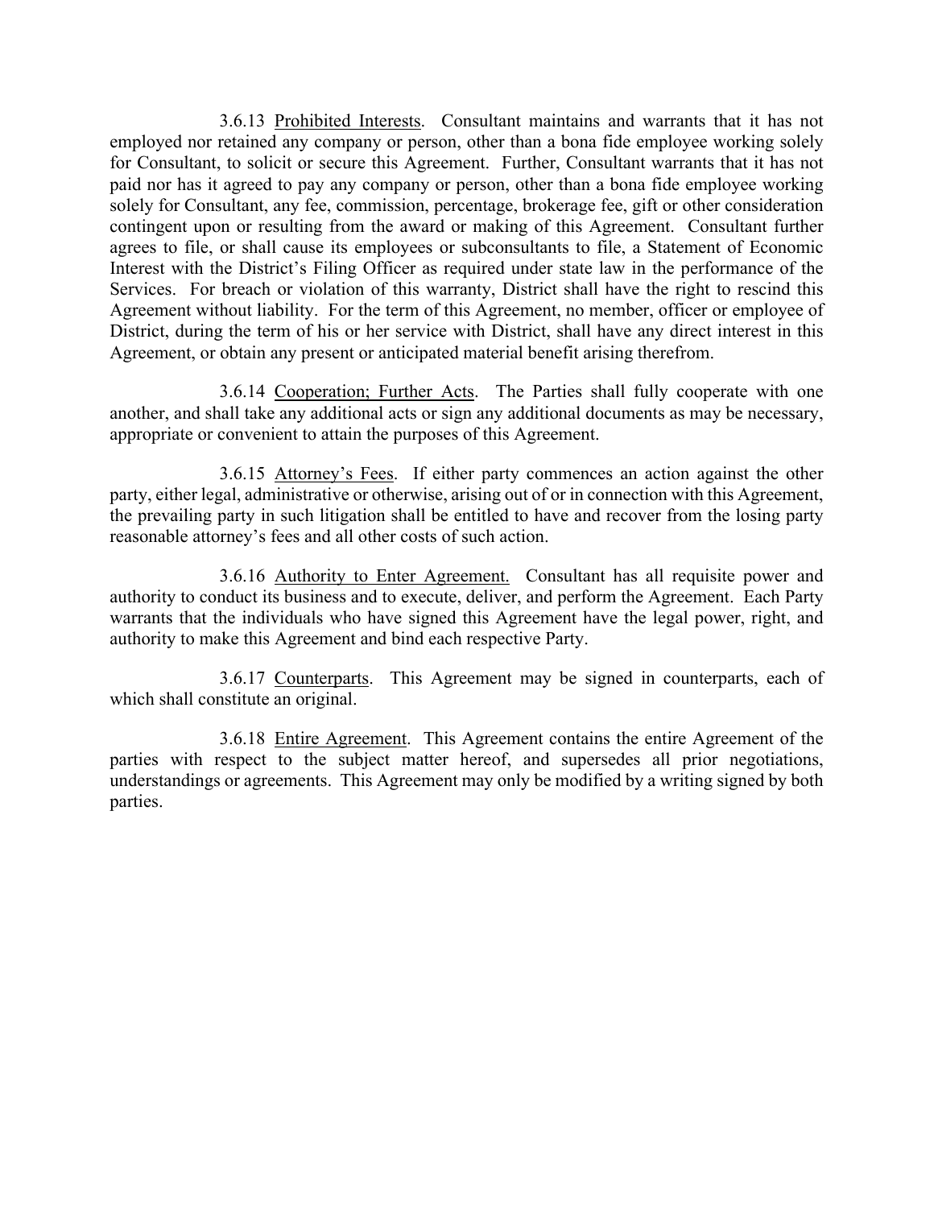3.6.13 <u>Prohibited Interests</u>. Consultant maintains and warrants that it has not employed nor retained any company or person, other than a bona fide employee working solely for Consultant, to solicit or secure this Agreement. Further, Consultant warrants that it has not paid nor has it agreed to pay any company or person, other than a bona fide employee working solely for Consultant, any fee, commission, percentage, brokerage fee, gift or other consideration contingent upon or resulting from the award or making of this Agreement. Consultant further agrees to file, or shall cause its employees or subconsultants to file, a Statement of Economic Interest with the District's Filing Officer as required under state law in the performance of the Services. For breach or violation of this warranty, District shall have the right to rescind this Agreement without liability. For the term of this Agreement, no member, officer or employee of District, during the term of his or her service with District, shall have any direct interest in this Agreement, or obtain any present or anticipated material benefit arising therefrom.

3.6.14 <u>Cooperation; Further Acts</u>. The Parties shall fully cooperate with one another, and shall take any additional acts or sign any additional documents as may be necessary, appropriate or convenient to attain the purposes of this Agreement.

3.6.15 <u>Attorney's Fees</u>. If either party commences an action against the other party, either legal, administrative or otherwise, arising out of or in connection with this Agreement, the prevailing party in such litigation shall be entitled to have and recover from the losing party reasonable attorney's fees and all other costs of such action.

3.6.16 <u>Authority to Enter Agreement.</u> Consultant has all requisite power and authority to conduct its business and to execute, deliver, and perform the Agreement. Each Party warrants that the individuals who have signed this Agreement have the legal power, right, and authority to make this Agreement and bind each respective Party.

3.6.17 <u>Counterparts</u>. This Agreement may be signed in counterparts, each of which shall constitute an original.

3.6.18 <u>Entire Agreement</u>. This Agreement contains the entire Agreement of the parties with respect to the subject matter hereof, and supersedes all prior negotiations, understandings or agreements. This Agreement may only be modified by a writing signed by both parties.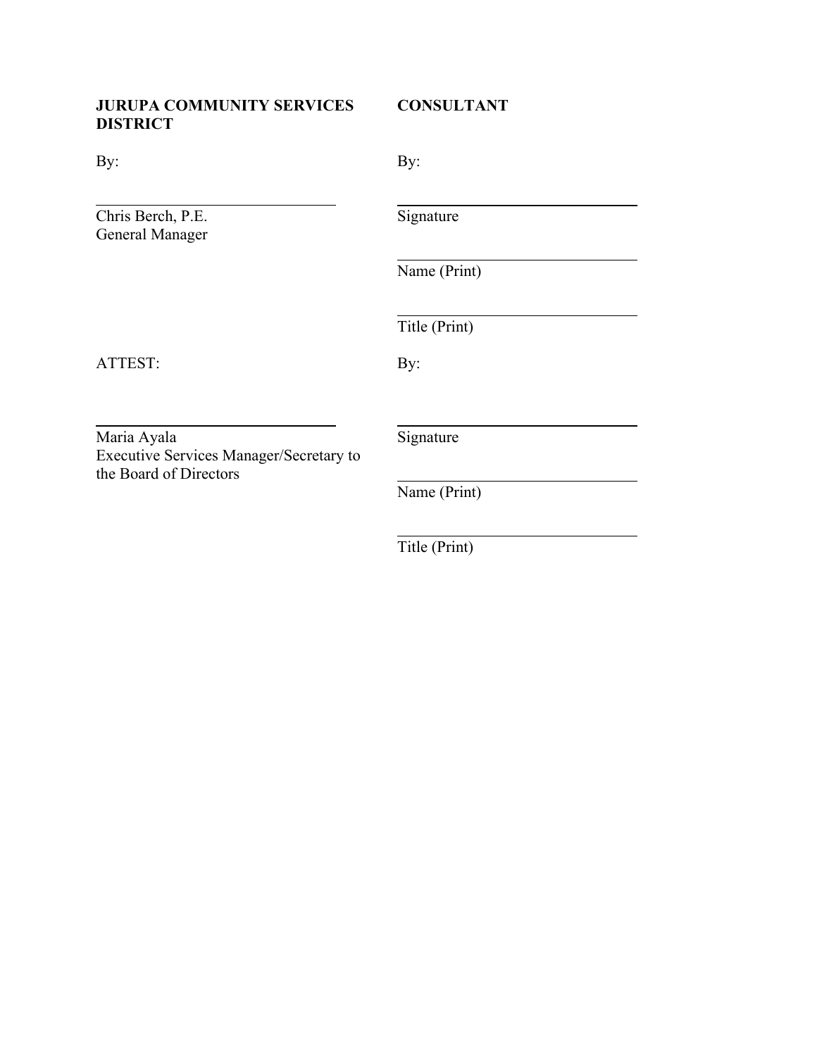**JURUPA COMMUNITY SERVICES DISTRICT**

By:

\_\_\_\_\_\_\_\_\_\_\_\_\_\_\_\_\_\_\_\_\_\_\_\_\_\_\_\_\_\_

Chris Berch, P.E.
General Manager

ATTEST:

\_\_\_\_\_\_\_\_\_\_\_\_\_\_\_\_\_\_\_\_\_\_\_\_\_\_\_\_\_\_

Maria Ayala
Executive Services Manager/Secretary to the Board of Directors

**CONSULTANT**

By:

\_\_\_\_\_\_\_\_\_\_\_\_\_\_\_\_\_\_\_\_\_\_\_\_\_\_\_\_\_\_

Signature

\_\_\_\_\_\_\_\_\_\_\_\_\_\_\_\_\_\_\_\_\_\_\_\_\_\_\_\_\_\_

Name (Print)

\_\_\_\_\_\_\_\_\_\_\_\_\_\_\_\_\_\_\_\_\_\_\_\_\_\_\_\_\_\_

Title (Print)

By:

\_\_\_\_\_\_\_\_\_\_\_\_\_\_\_\_\_\_\_\_\_\_\_\_\_\_\_\_\_\_

Signature

\_\_\_\_\_\_\_\_\_\_\_\_\_\_\_\_\_\_\_\_\_\_\_\_\_\_\_\_\_\_

Name (Print)

\_\_\_\_\_\_\_\_\_\_\_\_\_\_\_\_\_\_\_\_\_\_\_\_\_\_\_\_\_\_

Title (Print)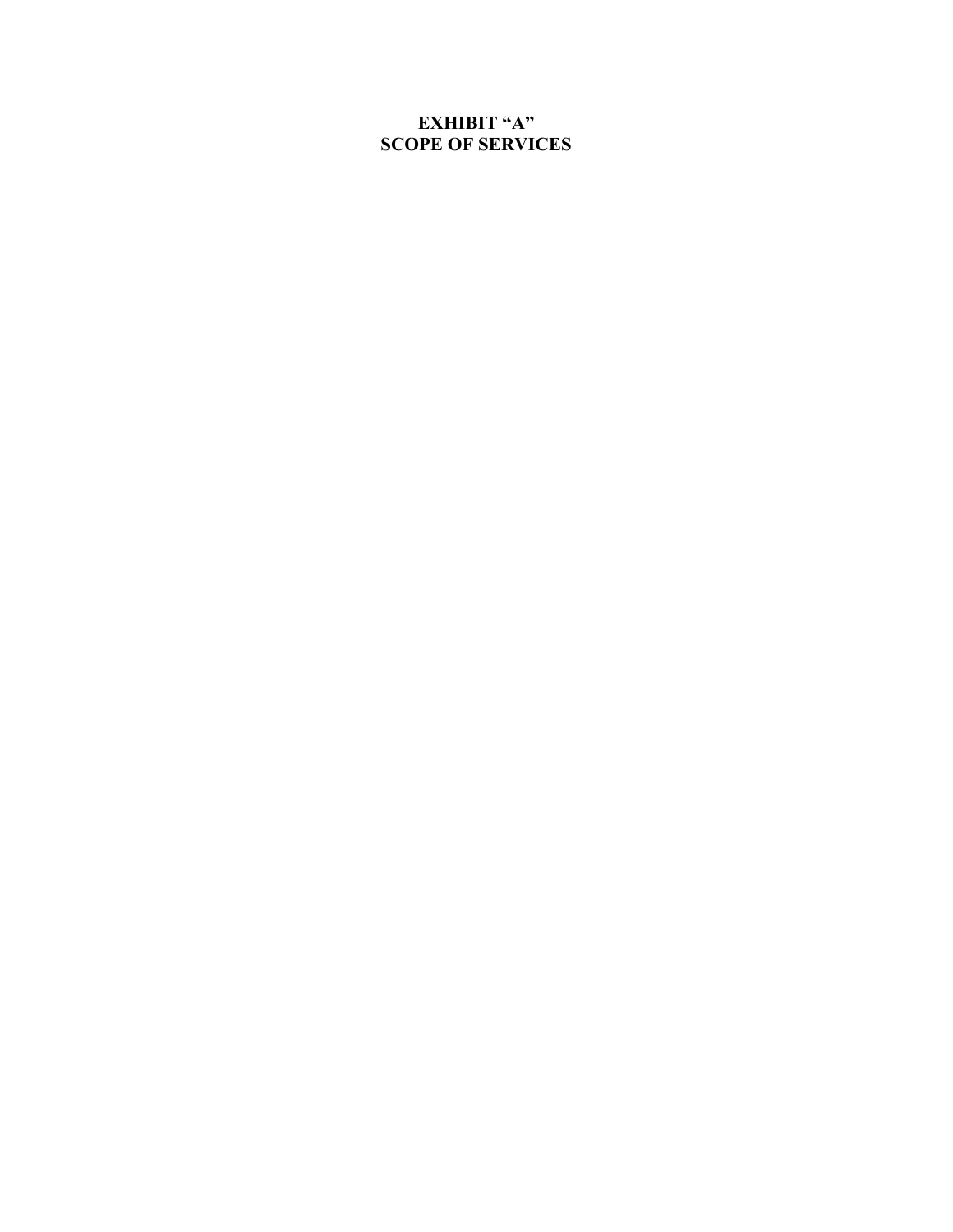# EXHIBIT “A”
# SCOPE OF SERVICES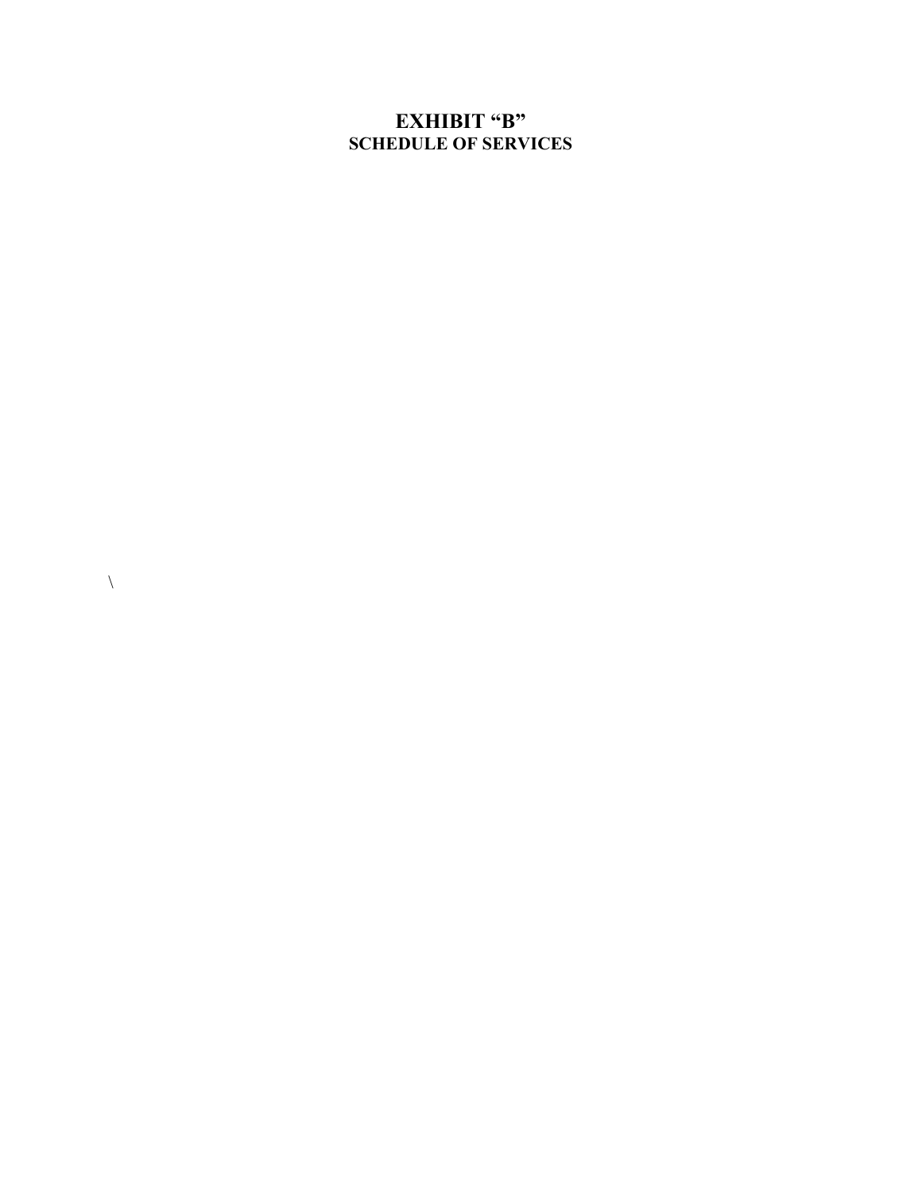# EXHIBIT "B"
## SCHEDULE OF SERVICES

\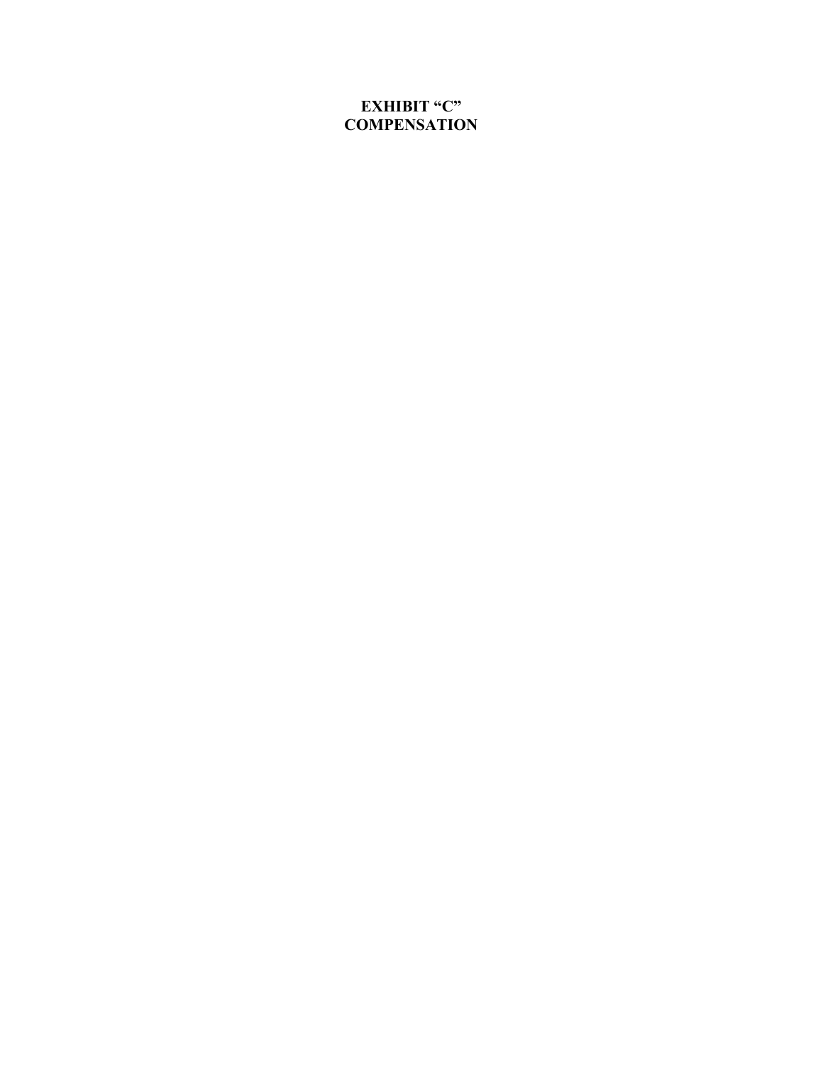# EXHIBIT “C”
# COMPENSATION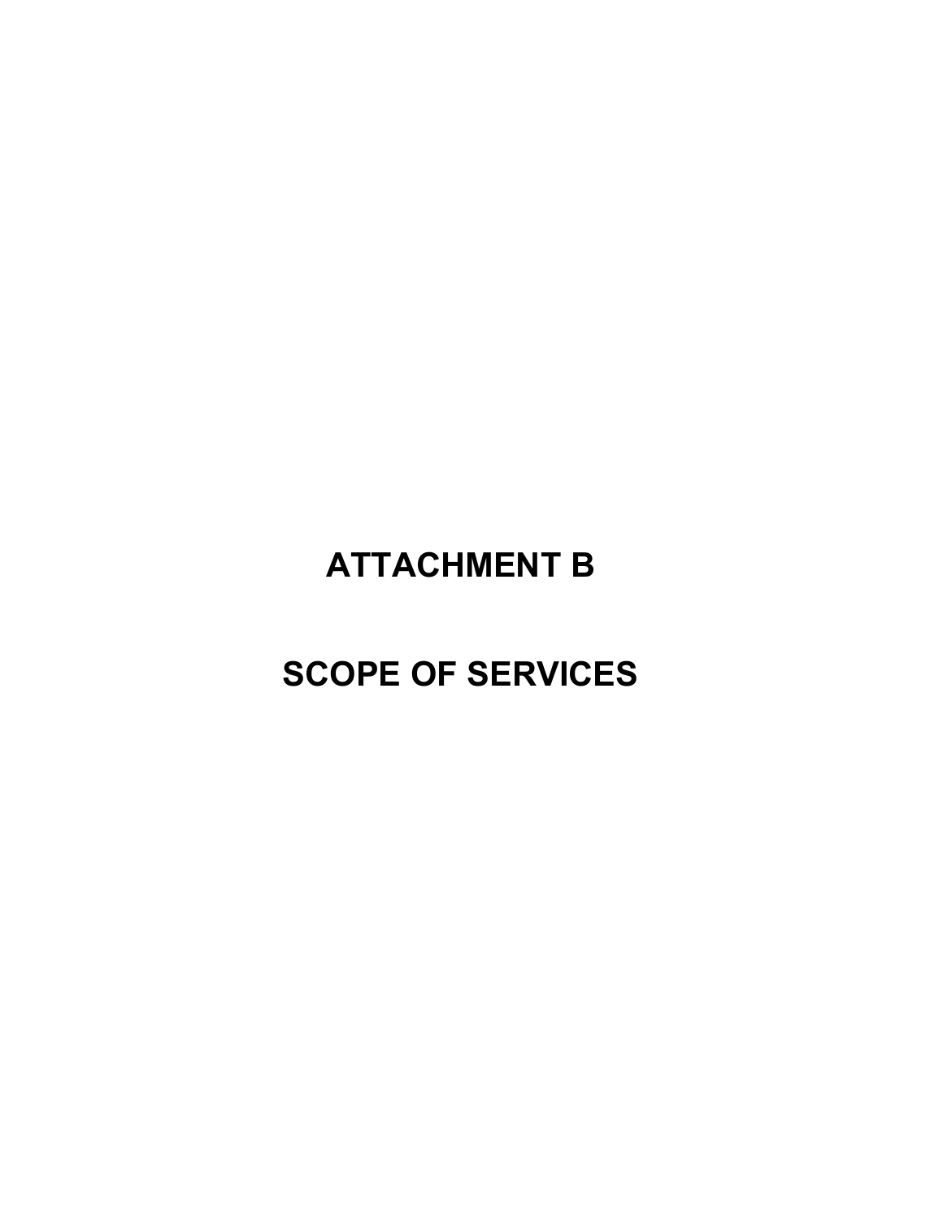# ATTACHMENT B

# SCOPE OF SERVICES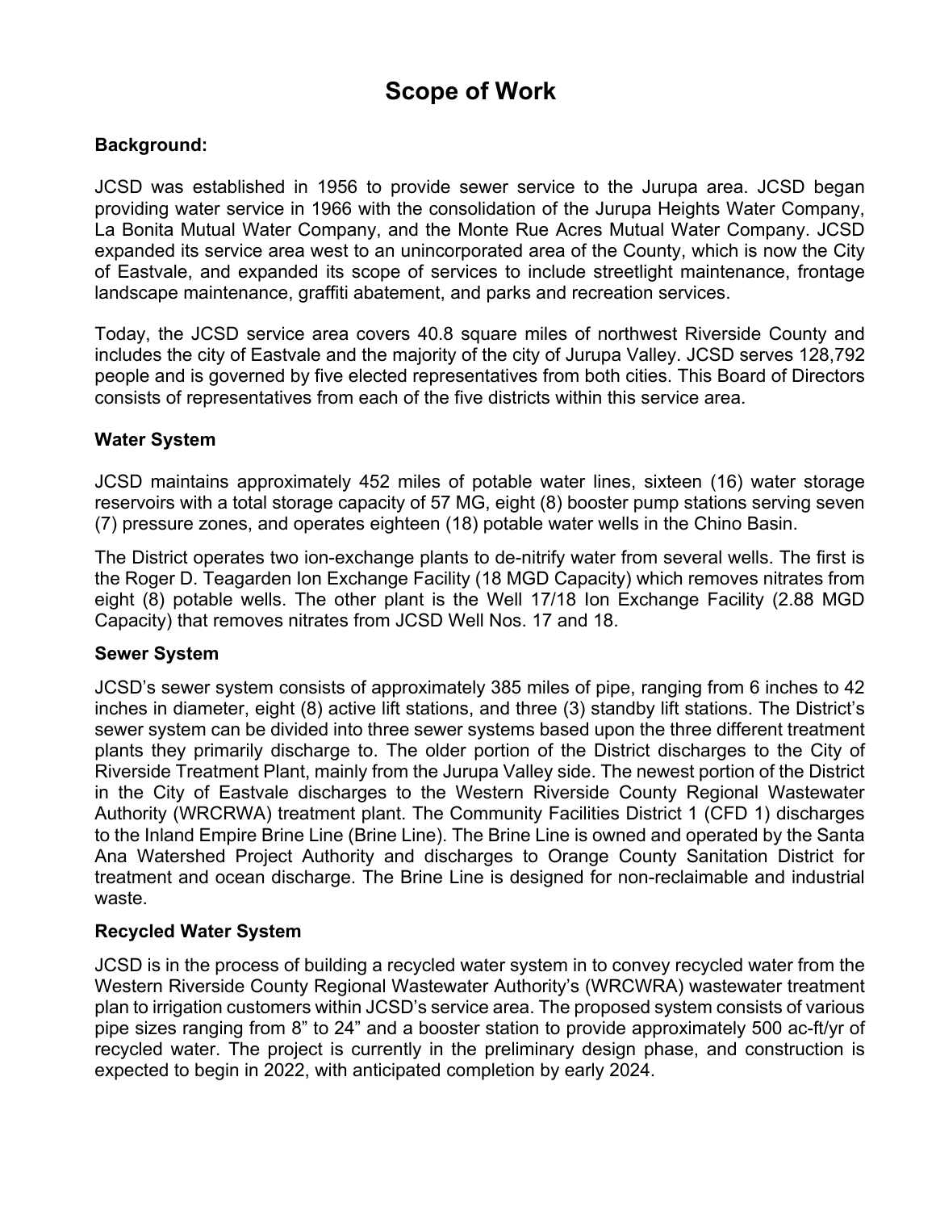# Scope of Work

**Background:**

JCSD was established in 1956 to provide sewer service to the Jurupa area. JCSD began providing water service in 1966 with the consolidation of the Jurupa Heights Water Company, La Bonita Mutual Water Company, and the Monte Rue Acres Mutual Water Company. JCSD expanded its service area west to an unincorporated area of the County, which is now the City of Eastvale, and expanded its scope of services to include streetlight maintenance, frontage landscape maintenance, graffiti abatement, and parks and recreation services.

Today, the JCSD service area covers 40.8 square miles of northwest Riverside County and includes the city of Eastvale and the majority of the city of Jurupa Valley. JCSD serves 128,792 people and is governed by five elected representatives from both cities. This Board of Directors consists of representatives from each of the five districts within this service area.

**Water System**

JCSD maintains approximately 452 miles of potable water lines, sixteen (16) water storage reservoirs with a total storage capacity of 57 MG, eight (8) booster pump stations serving seven (7) pressure zones, and operates eighteen (18) potable water wells in the Chino Basin.

The District operates two ion-exchange plants to de-nitrify water from several wells. The first is the Roger D. Teagarden Ion Exchange Facility (18 MGD Capacity) which removes nitrates from eight (8) potable wells. The other plant is the Well 17/18 Ion Exchange Facility (2.88 MGD Capacity) that removes nitrates from JCSD Well Nos. 17 and 18.

**Sewer System**

JCSD's sewer system consists of approximately 385 miles of pipe, ranging from 6 inches to 42 inches in diameter, eight (8) active lift stations, and three (3) standby lift stations. The District's sewer system can be divided into three sewer systems based upon the three different treatment plants they primarily discharge to. The older portion of the District discharges to the City of Riverside Treatment Plant, mainly from the Jurupa Valley side. The newest portion of the District in the City of Eastvale discharges to the Western Riverside County Regional Wastewater Authority (WRCRWA) treatment plant. The Community Facilities District 1 (CFD 1) discharges to the Inland Empire Brine Line (Brine Line). The Brine Line is owned and operated by the Santa Ana Watershed Project Authority and discharges to Orange County Sanitation District for treatment and ocean discharge. The Brine Line is designed for non-reclaimable and industrial waste.

**Recycled Water System**

JCSD is in the process of building a recycled water system in to convey recycled water from the Western Riverside County Regional Wastewater Authority's (WRCWRA) wastewater treatment plan to irrigation customers within JCSD's service area. The proposed system consists of various pipe sizes ranging from 8" to 24" and a booster station to provide approximately 500 ac-ft/yr of recycled water. The project is currently in the preliminary design phase, and construction is expected to begin in 2022, with anticipated completion by early 2024.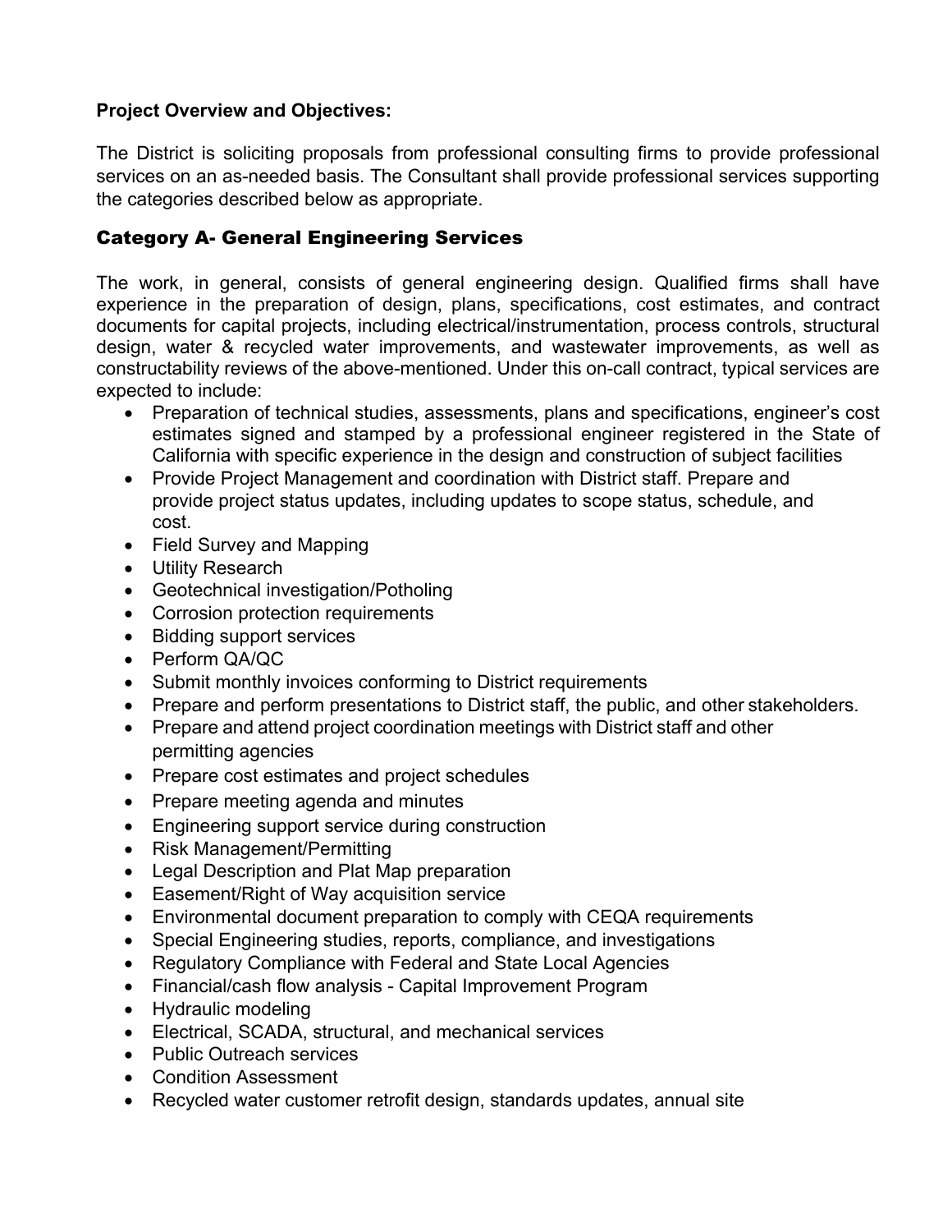**Project Overview and Objectives:**

The District is soliciting proposals from professional consulting firms to provide professional services on an as-needed basis. The Consultant shall provide professional services supporting the categories described below as appropriate.

## Category A- General Engineering Services

The work, in general, consists of general engineering design. Qualified firms shall have experience in the preparation of design, plans, specifications, cost estimates, and contract documents for capital projects, including electrical/instrumentation, process controls, structural design, water & recycled water improvements, and wastewater improvements, as well as constructability reviews of the above-mentioned. Under this on-call contract, typical services are expected to include:

- Preparation of technical studies, assessments, plans and specifications, engineer's cost estimates signed and stamped by a professional engineer registered in the State of California with specific experience in the design and construction of subject facilities
- Provide Project Management and coordination with District staff. Prepare and provide project status updates, including updates to scope status, schedule, and cost.
- Field Survey and Mapping
- Utility Research
- Geotechnical investigation/Potholing
- Corrosion protection requirements
- Bidding support services
- Perform QA/QC
- Submit monthly invoices conforming to District requirements
- Prepare and perform presentations to District staff, the public, and other stakeholders.
- Prepare and attend project coordination meetings with District staff and other permitting agencies
- Prepare cost estimates and project schedules
- Prepare meeting agenda and minutes
- Engineering support service during construction
- Risk Management/Permitting
- Legal Description and Plat Map preparation
- Easement/Right of Way acquisition service
- Environmental document preparation to comply with CEQA requirements
- Special Engineering studies, reports, compliance, and investigations
- Regulatory Compliance with Federal and State Local Agencies
- Financial/cash flow analysis - Capital Improvement Program
- Hydraulic modeling
- Electrical, SCADA, structural, and mechanical services
- Public Outreach services
- Condition Assessment
- Recycled water customer retrofit design, standards updates, annual site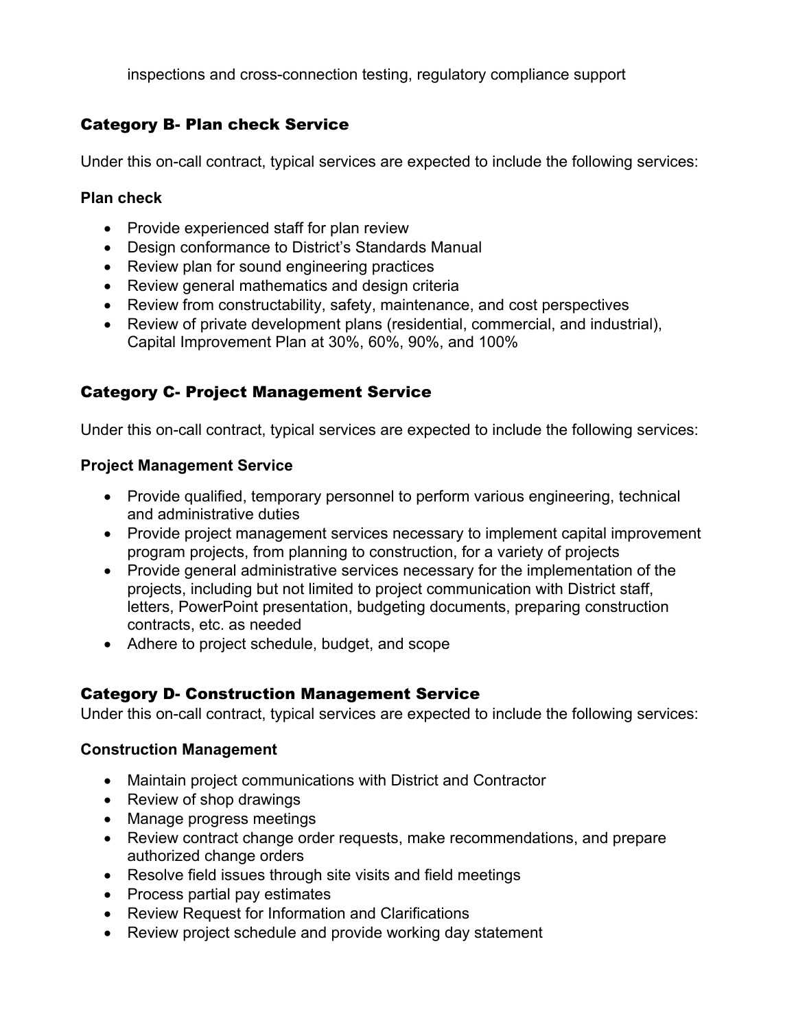inspections and cross-connection testing, regulatory compliance support

## Category B- Plan check Service

Under this on-call contract, typical services are expected to include the following services:

**Plan check**

- Provide experienced staff for plan review
- Design conformance to District's Standards Manual
- Review plan for sound engineering practices
- Review general mathematics and design criteria
- Review from constructability, safety, maintenance, and cost perspectives
- Review of private development plans (residential, commercial, and industrial), Capital Improvement Plan at 30%, 60%, 90%, and 100%

## Category C- Project Management Service

Under this on-call contract, typical services are expected to include the following services:

**Project Management Service**

- Provide qualified, temporary personnel to perform various engineering, technical and administrative duties
- Provide project management services necessary to implement capital improvement program projects, from planning to construction, for a variety of projects
- Provide general administrative services necessary for the implementation of the projects, including but not limited to project communication with District staff, letters, PowerPoint presentation, budgeting documents, preparing construction contracts, etc. as needed
- Adhere to project schedule, budget, and scope

## Category D- Construction Management Service

Under this on-call contract, typical services are expected to include the following services:

**Construction Management**

- Maintain project communications with District and Contractor
- Review of shop drawings
- Manage progress meetings
- Review contract change order requests, make recommendations, and prepare authorized change orders
- Resolve field issues through site visits and field meetings
- Process partial pay estimates
- Review Request for Information and Clarifications
- Review project schedule and provide working day statement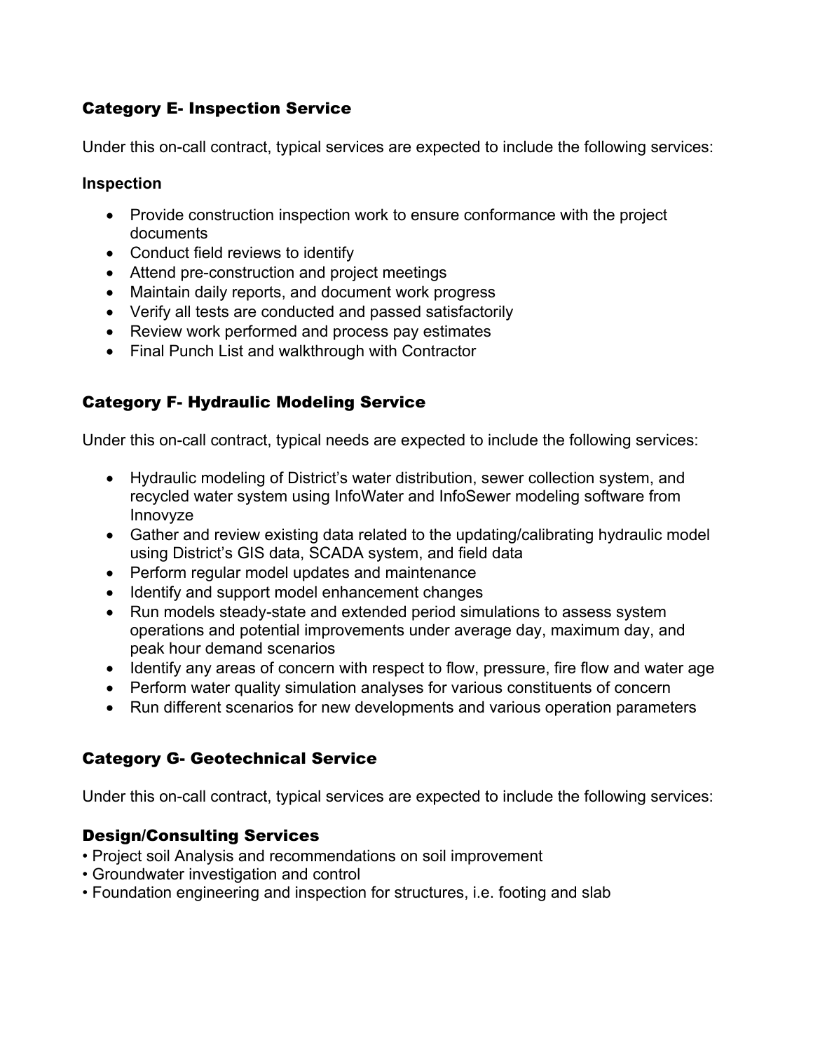## Category E- Inspection Service

Under this on-call contract, typical services are expected to include the following services:

**Inspection**

- Provide construction inspection work to ensure conformance with the project documents
- Conduct field reviews to identify
- Attend pre-construction and project meetings
- Maintain daily reports, and document work progress
- Verify all tests are conducted and passed satisfactorily
- Review work performed and process pay estimates
- Final Punch List and walkthrough with Contractor

## Category F- Hydraulic Modeling Service

Under this on-call contract, typical needs are expected to include the following services:

- Hydraulic modeling of District's water distribution, sewer collection system, and recycled water system using InfoWater and InfoSewer modeling software from Innovyze
- Gather and review existing data related to the updating/calibrating hydraulic model using District's GIS data, SCADA system, and field data
- Perform regular model updates and maintenance
- Identify and support model enhancement changes
- Run models steady-state and extended period simulations to assess system operations and potential improvements under average day, maximum day, and peak hour demand scenarios
- Identify any areas of concern with respect to flow, pressure, fire flow and water age
- Perform water quality simulation analyses for various constituents of concern
- Run different scenarios for new developments and various operation parameters

## Category G- Geotechnical Service

Under this on-call contract, typical services are expected to include the following services:

### Design/Consulting Services

- Project soil Analysis and recommendations on soil improvement
- Groundwater investigation and control
- Foundation engineering and inspection for structures, i.e. footing and slab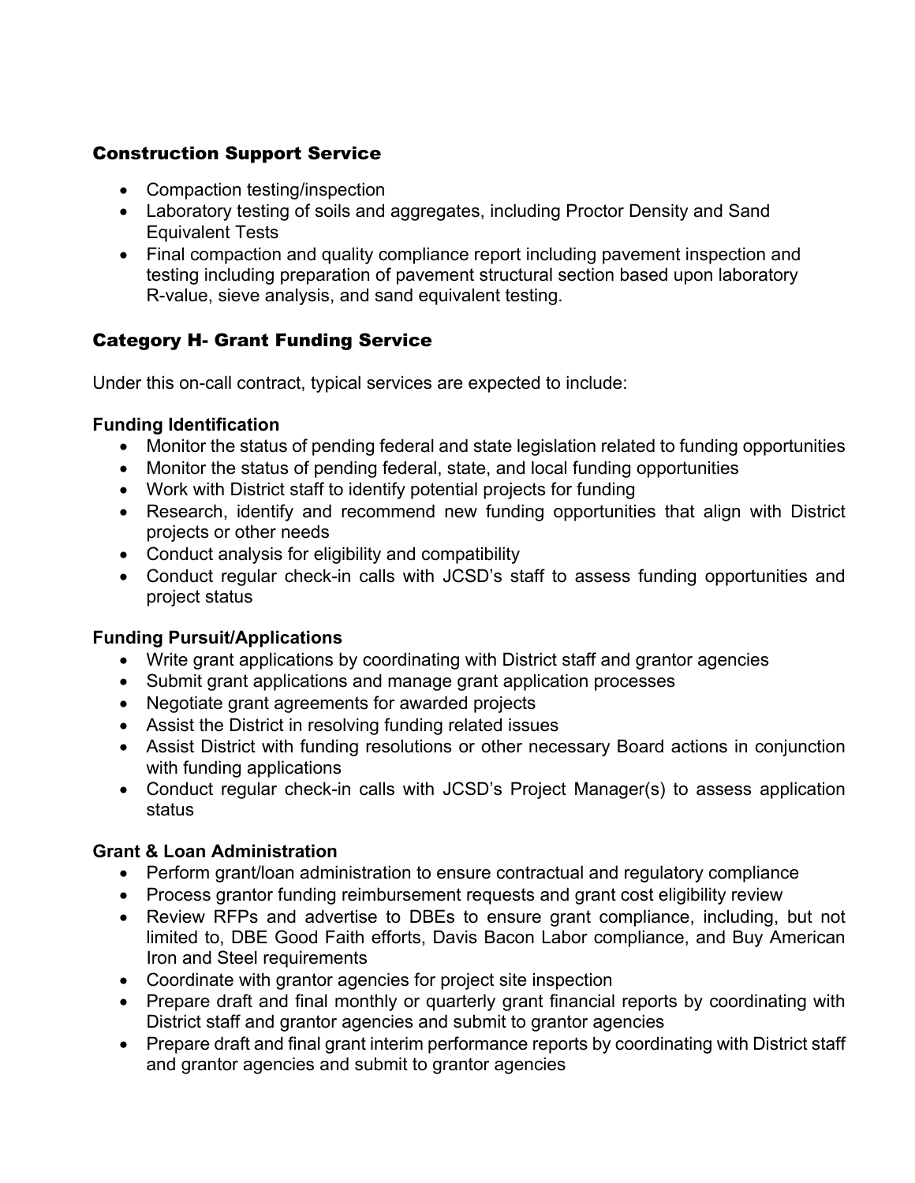### Construction Support Service

- Compaction testing/inspection
- Laboratory testing of soils and aggregates, including Proctor Density and Sand Equivalent Tests
- Final compaction and quality compliance report including pavement inspection and testing including preparation of pavement structural section based upon laboratory R-value, sieve analysis, and sand equivalent testing.

### Category H- Grant Funding Service

Under this on-call contract, typical services are expected to include:

**Funding Identification**

- Monitor the status of pending federal and state legislation related to funding opportunities
- Monitor the status of pending federal, state, and local funding opportunities
- Work with District staff to identify potential projects for funding
- Research, identify and recommend new funding opportunities that align with District projects or other needs
- Conduct analysis for eligibility and compatibility
- Conduct regular check-in calls with JCSD's staff to assess funding opportunities and project status

**Funding Pursuit/Applications**

- Write grant applications by coordinating with District staff and grantor agencies
- Submit grant applications and manage grant application processes
- Negotiate grant agreements for awarded projects
- Assist the District in resolving funding related issues
- Assist District with funding resolutions or other necessary Board actions in conjunction with funding applications
- Conduct regular check-in calls with JCSD's Project Manager(s) to assess application status

**Grant & Loan Administration**

- Perform grant/loan administration to ensure contractual and regulatory compliance
- Process grantor funding reimbursement requests and grant cost eligibility review
- Review RFPs and advertise to DBEs to ensure grant compliance, including, but not limited to, DBE Good Faith efforts, Davis Bacon Labor compliance, and Buy American Iron and Steel requirements
- Coordinate with grantor agencies for project site inspection
- Prepare draft and final monthly or quarterly grant financial reports by coordinating with District staff and grantor agencies and submit to grantor agencies
- Prepare draft and final grant interim performance reports by coordinating with District staff and grantor agencies and submit to grantor agencies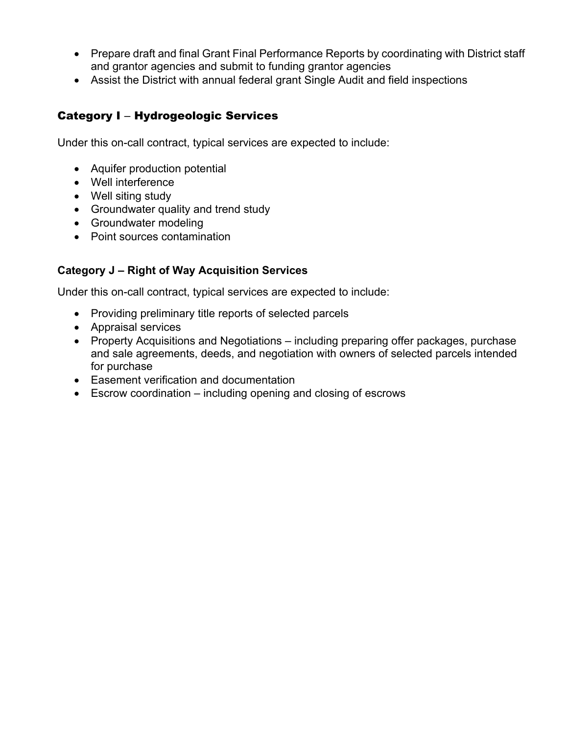- Prepare draft and final Grant Final Performance Reports by coordinating with District staff and grantor agencies and submit to funding grantor agencies
- Assist the District with annual federal grant Single Audit and field inspections

### Category I – Hydrogeologic Services

Under this on-call contract, typical services are expected to include:

- Aquifer production potential
- Well interference
- Well siting study
- Groundwater quality and trend study
- Groundwater modeling
- Point sources contamination

### Category J – Right of Way Acquisition Services

Under this on-call contract, typical services are expected to include:

- Providing preliminary title reports of selected parcels
- Appraisal services
- Property Acquisitions and Negotiations – including preparing offer packages, purchase and sale agreements, deeds, and negotiation with owners of selected parcels intended for purchase
- Easement verification and documentation
- Escrow coordination – including opening and closing of escrows